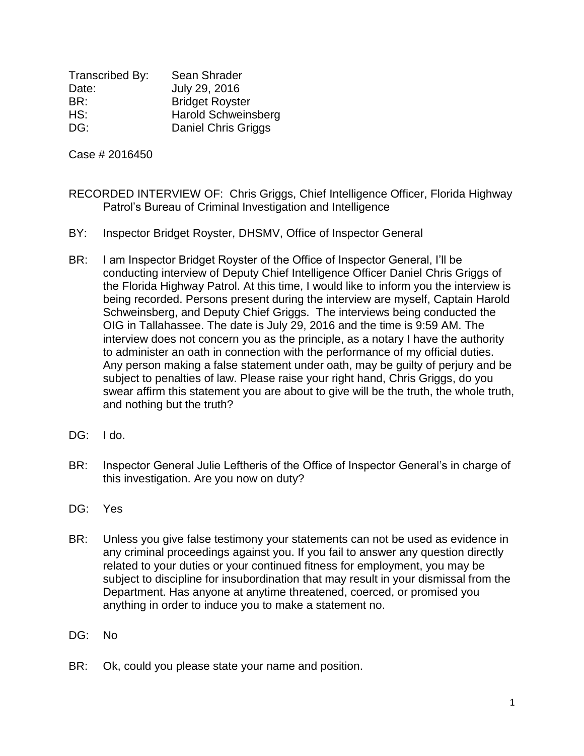Transcribed By: Sean Shrader
Date: July 29, 2016
BR: Bridget Royster
HS: Harold Schweinsberg
DG: Daniel Chris Griggs

Case # 2016450

RECORDED INTERVIEW OF: Chris Griggs, Chief Intelligence Officer, Florida Highway Patrol's Bureau of Criminal Investigation and Intelligence

BY: Inspector Bridget Royster, DHSMV, Office of Inspector General

BR: I am Inspector Bridget Royster of the Office of Inspector General, I'll be conducting interview of Deputy Chief Intelligence Officer Daniel Chris Griggs of the Florida Highway Patrol. At this time, I would like to inform you the interview is being recorded. Persons present during the interview are myself, Captain Harold Schweinsberg, and Deputy Chief Griggs. The interviews being conducted the OIG in Tallahassee. The date is July 29, 2016 and the time is 9:59 AM. The interview does not concern you as the principle, as a notary I have the authority to administer an oath in connection with the performance of my official duties. Any person making a false statement under oath, may be guilty of perjury and be subject to penalties of law. Please raise your right hand, Chris Griggs, do you swear affirm this statement you are about to give will be the truth, the whole truth, and nothing but the truth?

DG: I do.

BR: Inspector General Julie Leftheris of the Office of Inspector General's in charge of this investigation. Are you now on duty?

DG: Yes

BR: Unless you give false testimony your statements can not be used as evidence in any criminal proceedings against you. If you fail to answer any question directly related to your duties or your continued fitness for employment, you may be subject to discipline for insubordination that may result in your dismissal from the Department. Has anyone at anytime threatened, coerced, or promised you anything in order to induce you to make a statement no.

DG: No

BR: Ok, could you please state your name and position.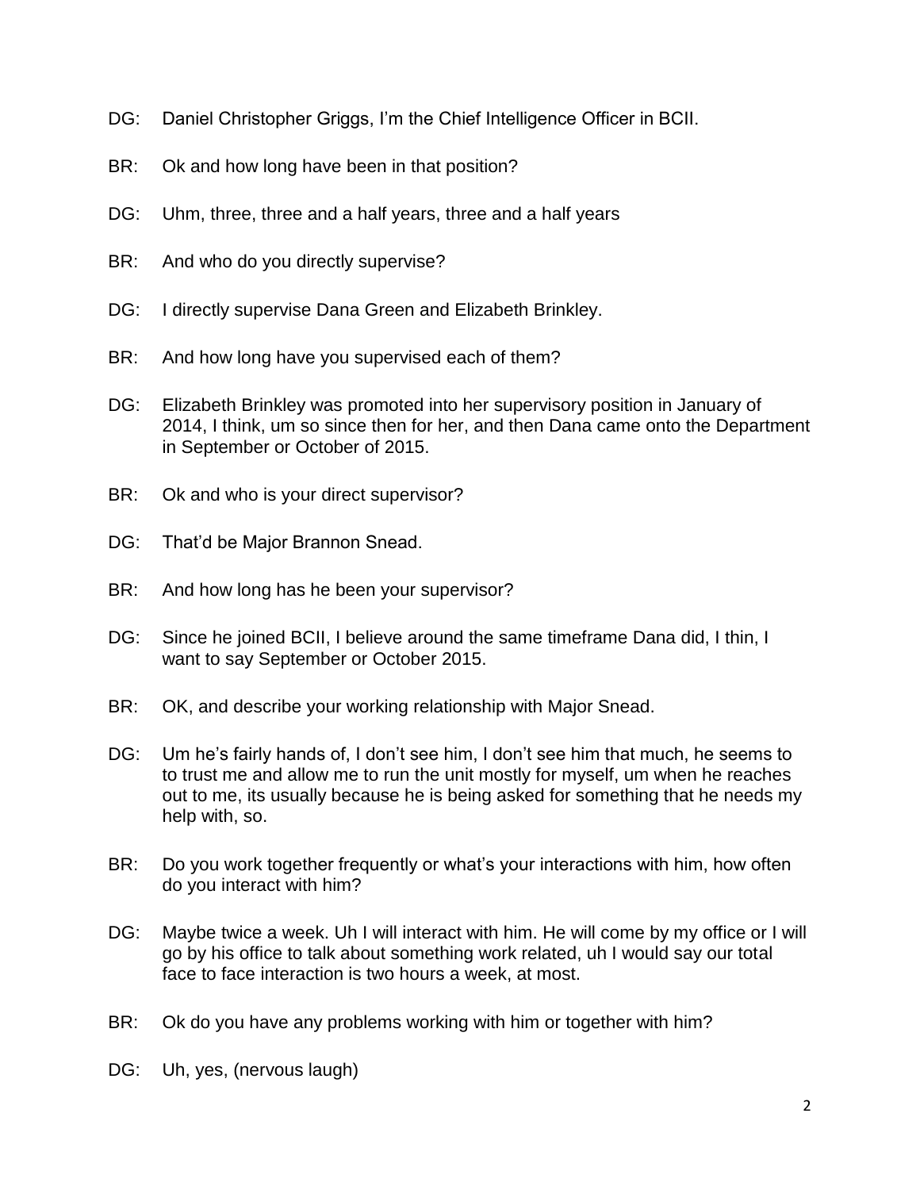DG: Daniel Christopher Griggs, I'm the Chief Intelligence Officer in BCII.

BR: Ok and how long have been in that position?

DG: Uhm, three, three and a half years, three and a half years

BR: And who do you directly supervise?

DG: I directly supervise Dana Green and Elizabeth Brinkley.

BR: And how long have you supervised each of them?

DG: Elizabeth Brinkley was promoted into her supervisory position in January of 2014, I think, um so since then for her, and then Dana came onto the Department in September or October of 2015.

BR: Ok and who is your direct supervisor?

DG: That'd be Major Brannon Snead.

BR: And how long has he been your supervisor?

DG: Since he joined BCII, I believe around the same timeframe Dana did, I thin, I want to say September or October 2015.

BR: OK, and describe your working relationship with Major Snead.

DG: Um he's fairly hands of, I don't see him, I don't see him that much, he seems to to trust me and allow me to run the unit mostly for myself, um when he reaches out to me, its usually because he is being asked for something that he needs my help with, so.

BR: Do you work together frequently or what's your interactions with him, how often do you interact with him?

DG: Maybe twice a week. Uh I will interact with him. He will come by my office or I will go by his office to talk about something work related, uh I would say our total face to face interaction is two hours a week, at most.

BR: Ok do you have any problems working with him or together with him?

DG: Uh, yes, (nervous laugh)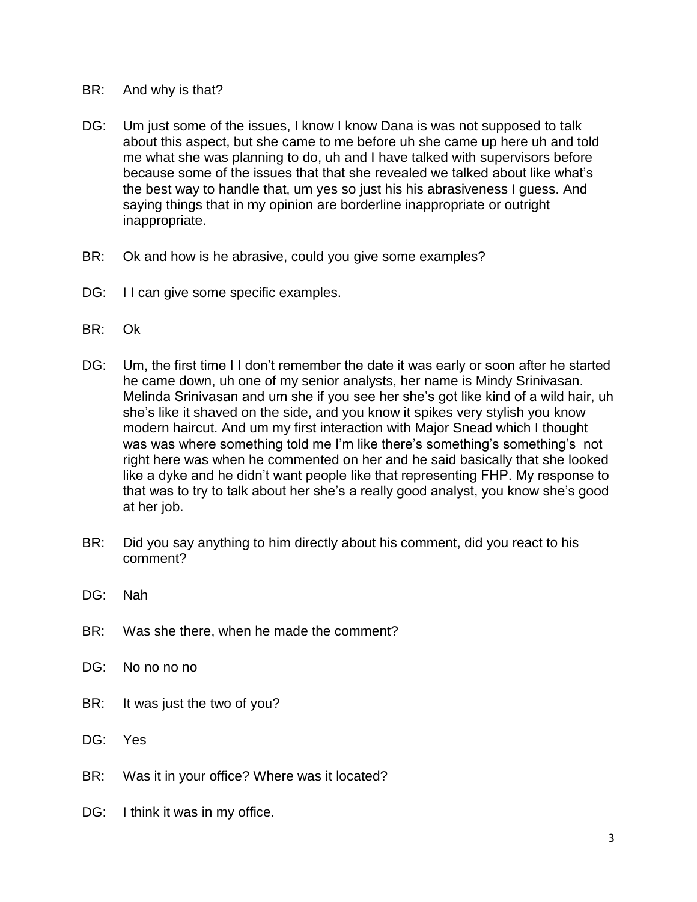BR: And why is that?

DG: Um just some of the issues, I know I know Dana is was not supposed to talk about this aspect, but she came to me before uh she came up here uh and told me what she was planning to do, uh and I have talked with supervisors before because some of the issues that that she revealed we talked about like what's the best way to handle that, um yes so just his his abrasiveness I guess. And saying things that in my opinion are borderline inappropriate or outright inappropriate.

BR: Ok and how is he abrasive, could you give some examples?

DG: I I can give some specific examples.

BR: Ok

DG: Um, the first time I I don't remember the date it was early or soon after he started he came down, uh one of my senior analysts, her name is Mindy Srinivasan. Melinda Srinivasan and um she if you see her she's got like kind of a wild hair, uh she's like it shaved on the side, and you know it spikes very stylish you know modern haircut. And um my first interaction with Major Snead which I thought was was where something told me I'm like there's something's something's not right here was when he commented on her and he said basically that she looked like a dyke and he didn't want people like that representing FHP. My response to that was to try to talk about her she's a really good analyst, you know she's good at her job.

BR: Did you say anything to him directly about his comment, did you react to his comment?

DG: Nah

BR: Was she there, when he made the comment?

DG: No no no no

BR: It was just the two of you?

DG: Yes

BR: Was it in your office? Where was it located?

DG: I think it was in my office.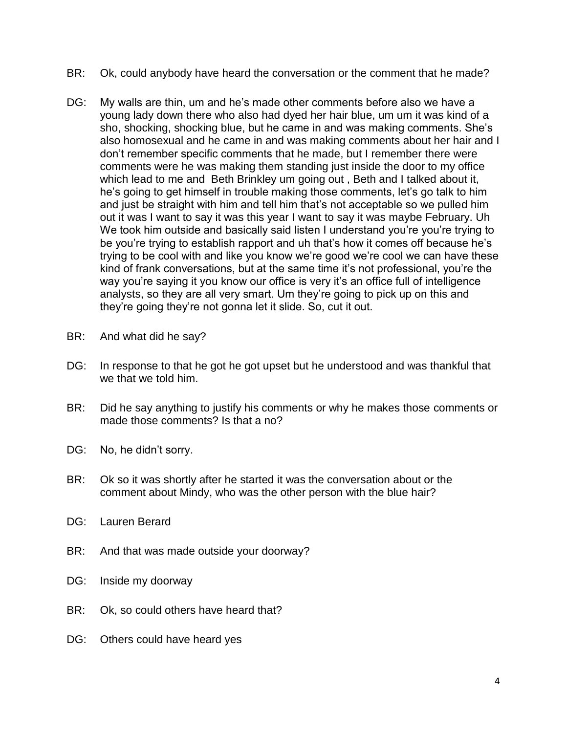BR: Ok, could anybody have heard the conversation or the comment that he made?

DG: My walls are thin, um and he's made other comments before also we have a young lady down there who also had dyed her hair blue, um um it was kind of a sho, shocking, shocking blue, but he came in and was making comments. She's also homosexual and he came in and was making comments about her hair and I don't remember specific comments that he made, but I remember there were comments were he was making them standing just inside the door to my office which lead to me and  Beth Brinkley um going out , Beth and I talked about it, he's going to get himself in trouble making those comments, let's go talk to him and just be straight with him and tell him that's not acceptable so we pulled him out it was I want to say it was this year I want to say it was maybe February. Uh We took him outside and basically said listen I understand you're you're trying to be you're trying to establish rapport and uh that's how it comes off because he's trying to be cool with and like you know we're good we're cool we can have these kind of frank conversations, but at the same time it's not professional, you're the way you're saying it you know our office is very it's an office full of intelligence analysts, so they are all very smart. Um they're going to pick up on this and they're going they're not gonna let it slide. So, cut it out.

BR: And what did he say?

DG: In response to that he got he got upset but he understood and was thankful that we that we told him.

BR: Did he say anything to justify his comments or why he makes those comments or made those comments? Is that a no?

DG: No, he didn't sorry.

BR: Ok so it was shortly after he started it was the conversation about or the comment about Mindy, who was the other person with the blue hair?

DG: Lauren Berard

BR: And that was made outside your doorway?

DG: Inside my doorway

BR: Ok, so could others have heard that?

DG: Others could have heard yes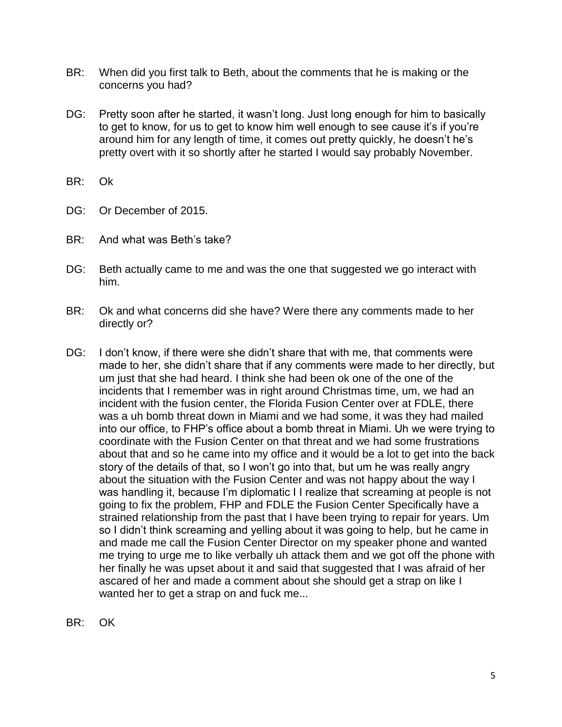BR: When did you first talk to Beth, about the comments that he is making or the concerns you had?

DG: Pretty soon after he started, it wasn't long. Just long enough for him to basically to get to know, for us to get to know him well enough to see cause it's if you're around him for any length of time, it comes out pretty quickly, he doesn't he's pretty overt with it so shortly after he started I would say probably November.

BR: Ok

DG: Or December of 2015.

BR: And what was Beth's take?

DG: Beth actually came to me and was the one that suggested we go interact with him.

BR: Ok and what concerns did she have? Were there any comments made to her directly or?

DG: I don't know, if there were she didn't share that with me, that comments were made to her, she didn't share that if any comments were made to her directly, but um just that she had heard. I think she had been ok one of the one of the incidents that I remember was in right around Christmas time, um, we had an incident with the fusion center, the Florida Fusion Center over at FDLE, there was a uh bomb threat down in Miami and we had some, it was they had mailed into our office, to FHP's office about a bomb threat in Miami. Uh we were trying to coordinate with the Fusion Center on that threat and we had some frustrations about that and so he came into my office and it would be a lot to get into the back story of the details of that, so I won't go into that, but um he was really angry about the situation with the Fusion Center and was not happy about the way I was handling it, because I'm diplomatic I I realize that screaming at people is not going to fix the problem, FHP and FDLE the Fusion Center Specifically have a strained relationship from the past that I have been trying to repair for years. Um so I didn't think screaming and yelling about it was going to help, but he came in and made me call the Fusion Center Director on my speaker phone and wanted me trying to urge me to like verbally uh attack them and we got off the phone with her finally he was upset about it and said that suggested that I was afraid of her ascared of her and made a comment about she should get a strap on like I wanted her to get a strap on and fuck me...

BR: OK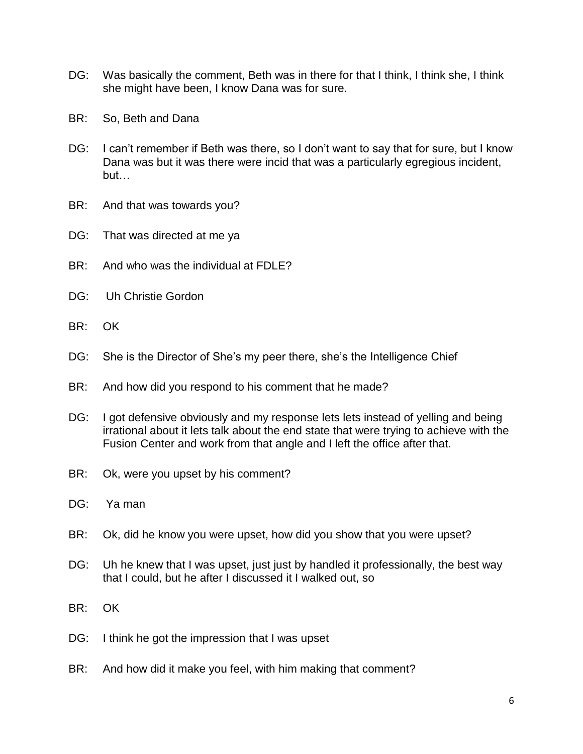DG: Was basically the comment, Beth was in there for that I think, I think she, I think she might have been, I know Dana was for sure.

BR: So, Beth and Dana

DG: I can't remember if Beth was there, so I don't want to say that for sure, but I know Dana was but it was there were incid that was a particularly egregious incident, but…

BR: And that was towards you?

DG: That was directed at me ya

BR: And who was the individual at FDLE?

DG: Uh Christie Gordon

BR: OK

DG: She is the Director of She's my peer there, she's the Intelligence Chief

BR: And how did you respond to his comment that he made?

DG: I got defensive obviously and my response lets lets instead of yelling and being irrational about it lets talk about the end state that were trying to achieve with the Fusion Center and work from that angle and I left the office after that.

BR: Ok, were you upset by his comment?

DG: Ya man

BR: Ok, did he know you were upset, how did you show that you were upset?

DG: Uh he knew that I was upset, just just by handled it professionally, the best way that I could, but he after I discussed it I walked out, so

BR: OK

DG: I think he got the impression that I was upset

BR: And how did it make you feel, with him making that comment?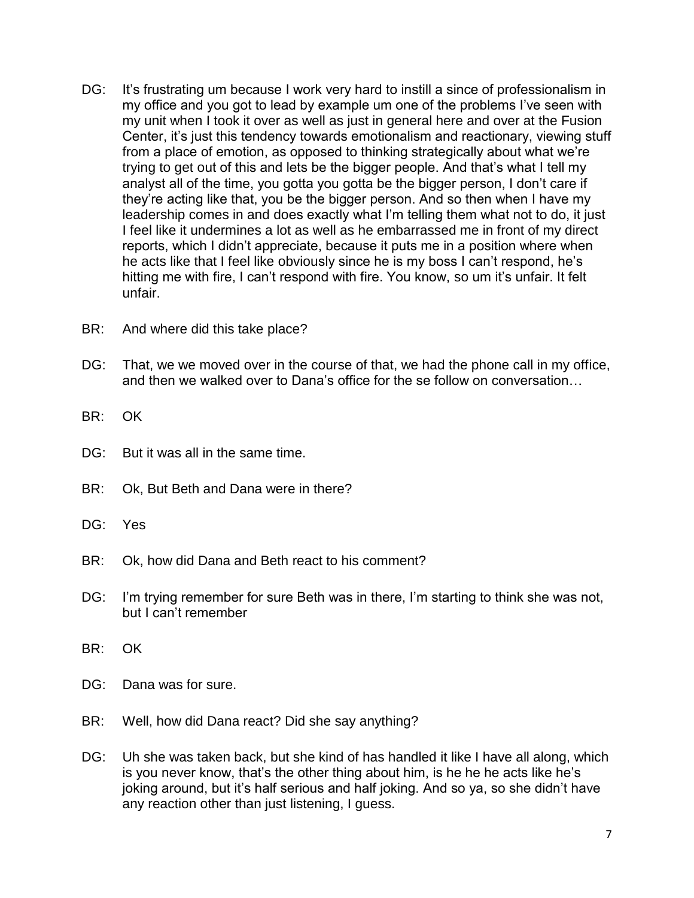DG: It's frustrating um because I work very hard to instill a since of professionalism in my office and you got to lead by example um one of the problems I've seen with my unit when I took it over as well as just in general here and over at the Fusion Center, it's just this tendency towards emotionalism and reactionary, viewing stuff from a place of emotion, as opposed to thinking strategically about what we're trying to get out of this and lets be the bigger people. And that's what I tell my analyst all of the time, you gotta you gotta be the bigger person, I don't care if they're acting like that, you be the bigger person. And so then when I have my leadership comes in and does exactly what I'm telling them what not to do, it just I feel like it undermines a lot as well as he embarrassed me in front of my direct reports, which I didn't appreciate, because it puts me in a position where when he acts like that I feel like obviously since he is my boss I can't respond, he's hitting me with fire, I can't respond with fire. You know, so um it's unfair. It felt unfair.

BR: And where did this take place?

DG: That, we we moved over in the course of that, we had the phone call in my office, and then we walked over to Dana's office for the se follow on conversation…

BR: OK

DG: But it was all in the same time.

BR: Ok, But Beth and Dana were in there?

DG: Yes

BR: Ok, how did Dana and Beth react to his comment?

DG: I'm trying remember for sure Beth was in there, I'm starting to think she was not, but I can't remember

BR: OK

DG: Dana was for sure.

BR: Well, how did Dana react? Did she say anything?

DG: Uh she was taken back, but she kind of has handled it like I have all along, which is you never know, that's the other thing about him, is he he he acts like he's joking around, but it's half serious and half joking. And so ya, so she didn't have any reaction other than just listening, I guess.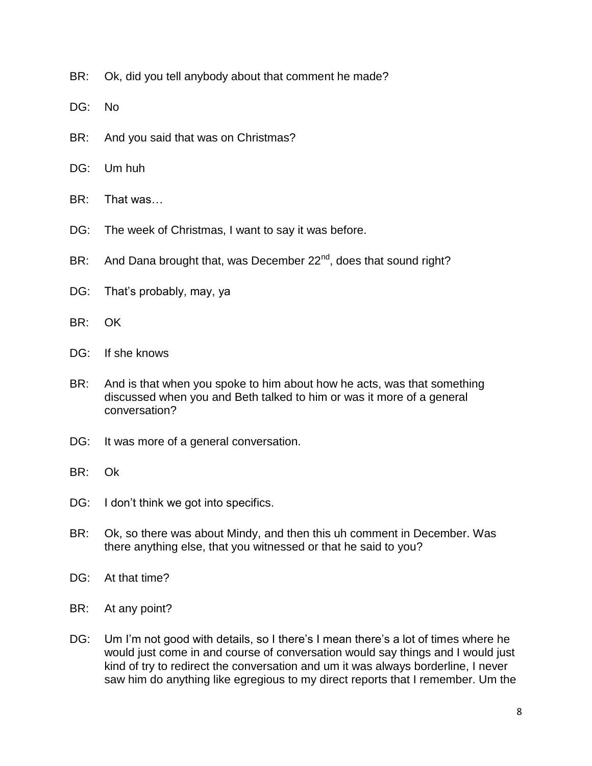BR: Ok, did you tell anybody about that comment he made?

DG: No

BR: And you said that was on Christmas?

DG: Um huh

BR: That was…

DG: The week of Christmas, I want to say it was before.

BR: And Dana brought that, was December 22nd, does that sound right?

DG: That's probably, may, ya

BR: OK

DG: If she knows

BR: And is that when you spoke to him about how he acts, was that something discussed when you and Beth talked to him or was it more of a general conversation?

DG: It was more of a general conversation.

BR: Ok

DG: I don't think we got into specifics.

BR: Ok, so there was about Mindy, and then this uh comment in December. Was there anything else, that you witnessed or that he said to you?

DG: At that time?

BR: At any point?

DG: Um I'm not good with details, so I there's I mean there's a lot of times where he would just come in and course of conversation would say things and I would just kind of try to redirect the conversation and um it was always borderline, I never saw him do anything like egregious to my direct reports that I remember. Um the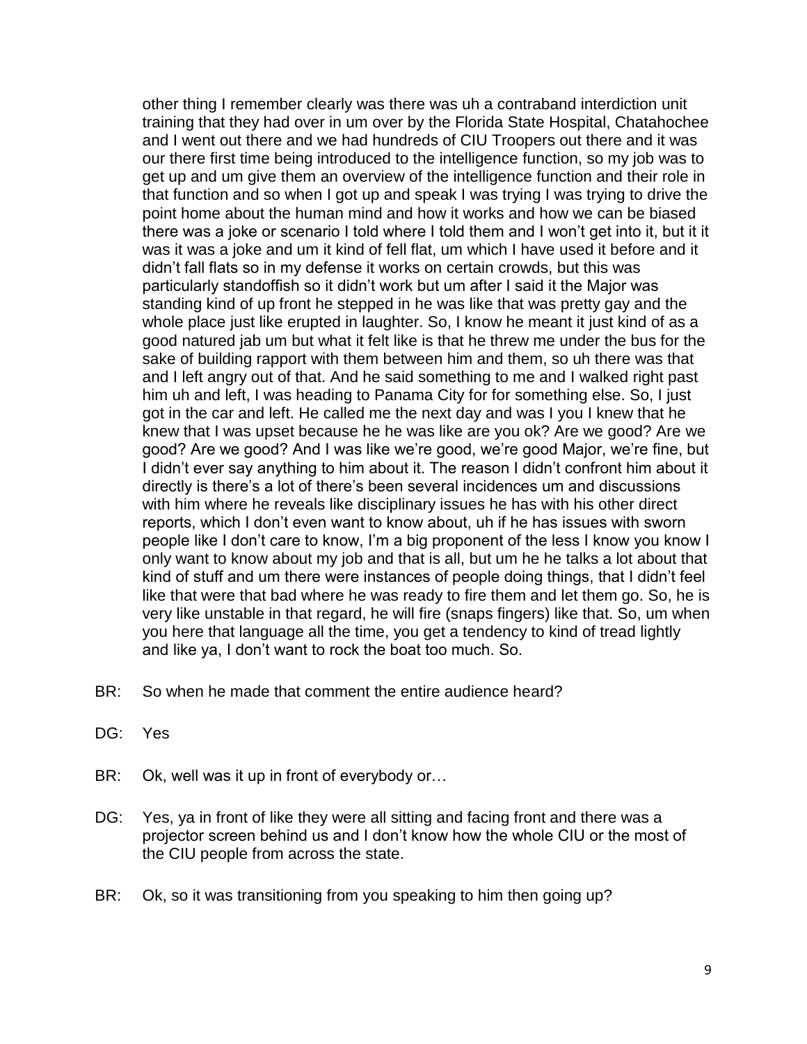other thing I remember clearly was there was uh a contraband interdiction unit training that they had over in um over by the Florida State Hospital, Chatahochee and I went out there and we had hundreds of CIU Troopers out there and it was our there first time being introduced to the intelligence function, so my job was to get up and um give them an overview of the intelligence function and their role in that function and so when I got up and speak I was trying I was trying to drive the point home about the human mind and how it works and how we can be biased there was a joke or scenario I told where I told them and I won't get into it, but it it was it was a joke and um it kind of fell flat, um which I have used it before and it didn't fall flats so in my defense it works on certain crowds, but this was particularly standoffish so it didn't work but um after I said it the Major was standing kind of up front he stepped in he was like that was pretty gay and the whole place just like erupted in laughter. So, I know he meant it just kind of as a good natured jab um but what it felt like is that he threw me under the bus for the sake of building rapport with them between him and them, so uh there was that and I left angry out of that. And he said something to me and I walked right past him uh and left, I was heading to Panama City for for something else. So, I just got in the car and left. He called me the next day and was I you I knew that he knew that I was upset because he he was like are you ok? Are we good? Are we good? Are we good? And I was like we're good, we're good Major, we're fine, but I didn't ever say anything to him about it. The reason I didn't confront him about it directly is there's a lot of there's been several incidences um and discussions with him where he reveals like disciplinary issues he has with his other direct reports, which I don't even want to know about, uh if he has issues with sworn people like I don't care to know, I'm a big proponent of the less I know you know I only want to know about my job and that is all, but um he he talks a lot about that kind of stuff and um there were instances of people doing things, that I didn't feel like that were that bad where he was ready to fire them and let them go. So, he is very like unstable in that regard, he will fire (snaps fingers) like that. So, um when you here that language all the time, you get a tendency to kind of tread lightly and like ya, I don't want to rock the boat too much. So.

BR: So when he made that comment the entire audience heard?

DG: Yes

BR: Ok, well was it up in front of everybody or…

DG: Yes, ya in front of like they were all sitting and facing front and there was a projector screen behind us and I don't know how the whole CIU or the most of the CIU people from across the state.

BR: Ok, so it was transitioning from you speaking to him then going up?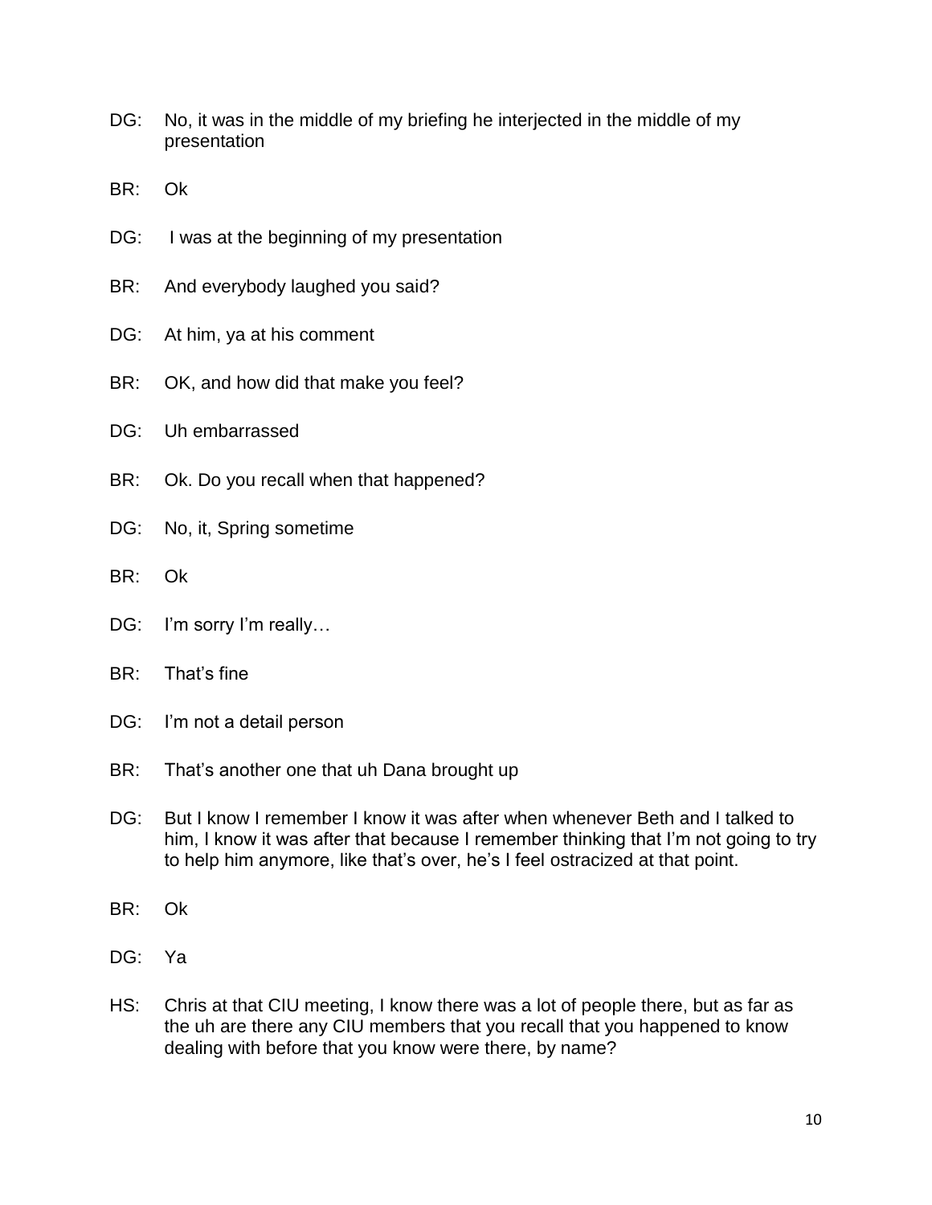DG: No, it was in the middle of my briefing he interjected in the middle of my presentation

BR: Ok

DG: I was at the beginning of my presentation

BR: And everybody laughed you said?

DG: At him, ya at his comment

BR: OK, and how did that make you feel?

DG: Uh embarrassed

BR: Ok. Do you recall when that happened?

DG: No, it, Spring sometime

BR: Ok

DG: I'm sorry I'm really…

BR: That's fine

DG: I'm not a detail person

BR: That's another one that uh Dana brought up

DG: But I know I remember I know it was after when whenever Beth and I talked to him, I know it was after that because I remember thinking that I'm not going to try to help him anymore, like that's over, he's I feel ostracized at that point.

BR: Ok

DG: Ya

HS: Chris at that CIU meeting, I know there was a lot of people there, but as far as the uh are there any CIU members that you recall that you happened to know dealing with before that you know were there, by name?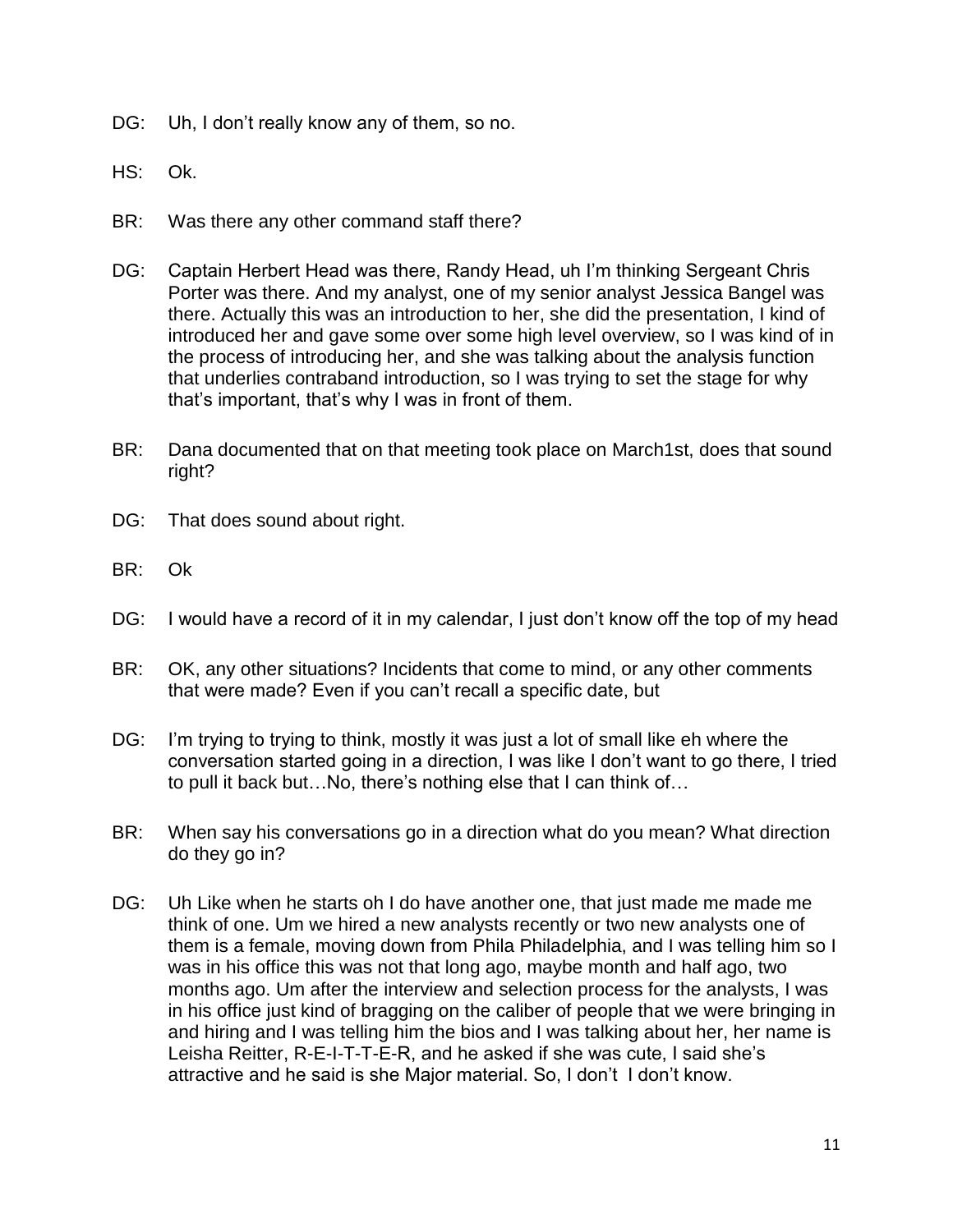DG: Uh, I don't really know any of them, so no.

HS: Ok.

BR: Was there any other command staff there?

DG: Captain Herbert Head was there, Randy Head, uh I'm thinking Sergeant Chris Porter was there. And my analyst, one of my senior analyst Jessica Bangel was there. Actually this was an introduction to her, she did the presentation, I kind of introduced her and gave some over some high level overview, so I was kind of in the process of introducing her, and she was talking about the analysis function that underlies contraband introduction, so I was trying to set the stage for why that's important, that's why I was in front of them.

BR: Dana documented that on that meeting took place on March1st, does that sound right?

DG: That does sound about right.

BR: Ok

DG: I would have a record of it in my calendar, I just don't know off the top of my head

BR: OK, any other situations? Incidents that come to mind, or any other comments that were made? Even if you can't recall a specific date, but

DG: I'm trying to trying to think, mostly it was just a lot of small like eh where the conversation started going in a direction, I was like I don't want to go there, I tried to pull it back but…No, there's nothing else that I can think of…

BR: When say his conversations go in a direction what do you mean? What direction do they go in?

DG: Uh Like when he starts oh I do have another one, that just made me made me think of one. Um we hired a new analysts recently or two new analysts one of them is a female, moving down from Phila Philadelphia, and I was telling him so I was in his office this was not that long ago, maybe month and half ago, two months ago. Um after the interview and selection process for the analysts, I was in his office just kind of bragging on the caliber of people that we were bringing in and hiring and I was telling him the bios and I was talking about her, her name is Leisha Reitter, R-E-I-T-T-E-R, and he asked if she was cute, I said she's attractive and he said is she Major material. So, I don't I don't know.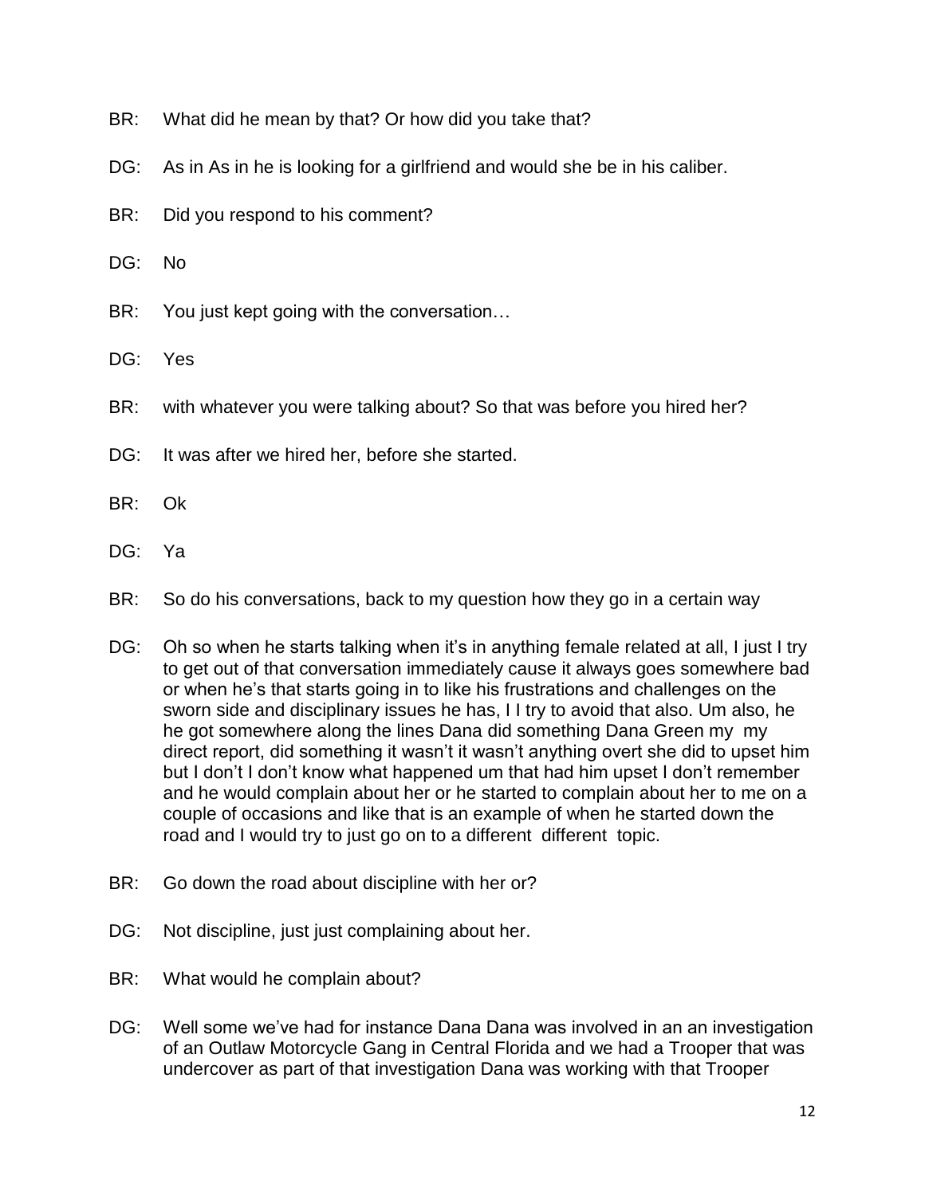BR: What did he mean by that? Or how did you take that?

DG: As in As in he is looking for a girlfriend and would she be in his caliber.

BR: Did you respond to his comment?

DG: No

BR: You just kept going with the conversation…

DG: Yes

BR: with whatever you were talking about? So that was before you hired her?

DG: It was after we hired her, before she started.

BR: Ok

DG: Ya

BR: So do his conversations, back to my question how they go in a certain way

DG: Oh so when he starts talking when it's in anything female related at all, I just I try to get out of that conversation immediately cause it always goes somewhere bad or when he's that starts going in to like his frustrations and challenges on the sworn side and disciplinary issues he has, I I try to avoid that also. Um also, he he got somewhere along the lines Dana did something Dana Green my my direct report, did something it wasn't it wasn't anything overt she did to upset him but I don't I don't know what happened um that had him upset I don't remember and he would complain about her or he started to complain about her to me on a couple of occasions and like that is an example of when he started down the road and I would try to just go on to a different different topic.

BR: Go down the road about discipline with her or?

DG: Not discipline, just just complaining about her.

BR: What would he complain about?

DG: Well some we've had for instance Dana Dana was involved in an an investigation of an Outlaw Motorcycle Gang in Central Florida and we had a Trooper that was undercover as part of that investigation Dana was working with that Trooper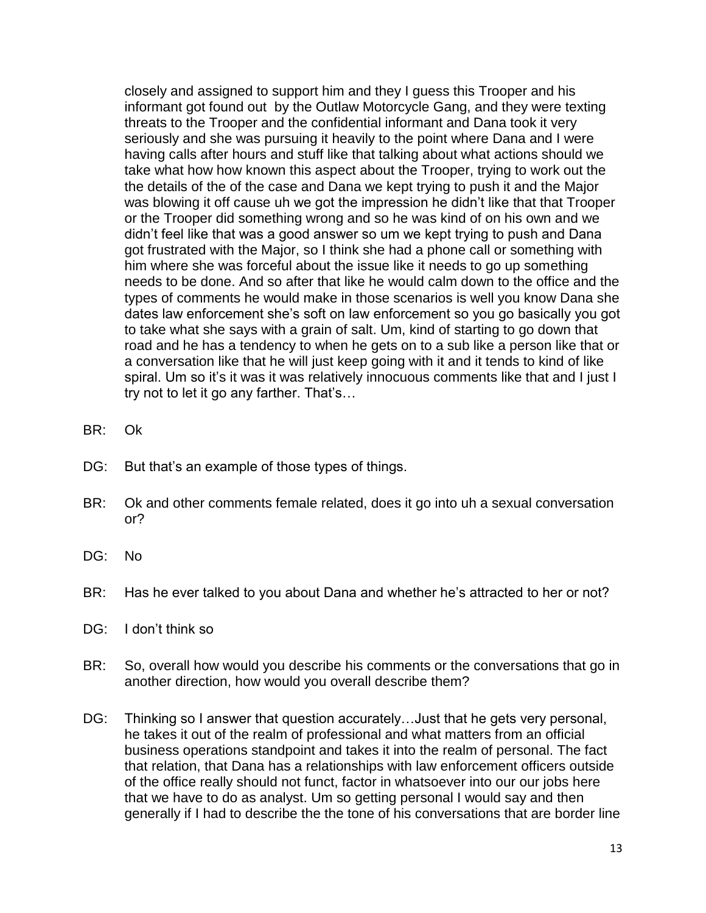closely and assigned to support him and they I guess this Trooper and his informant got found out by the Outlaw Motorcycle Gang, and they were texting threats to the Trooper and the confidential informant and Dana took it very seriously and she was pursuing it heavily to the point where Dana and I were having calls after hours and stuff like that talking about what actions should we take what how how known this aspect about the Trooper, trying to work out the the details of the of the case and Dana we kept trying to push it and the Major was blowing it off cause uh we got the impression he didn't like that that Trooper or the Trooper did something wrong and so he was kind of on his own and we didn't feel like that was a good answer so um we kept trying to push and Dana got frustrated with the Major, so I think she had a phone call or something with him where she was forceful about the issue like it needs to go up something needs to be done. And so after that like he would calm down to the office and the types of comments he would make in those scenarios is well you know Dana she dates law enforcement she's soft on law enforcement so you go basically you got to take what she says with a grain of salt. Um, kind of starting to go down that road and he has a tendency to when he gets on to a sub like a person like that or a conversation like that he will just keep going with it and it tends to kind of like spiral. Um so it's it was it was relatively innocuous comments like that and I just I try not to let it go any farther. That's…

BR: Ok

DG: But that's an example of those types of things.

BR: Ok and other comments female related, does it go into uh a sexual conversation or?

DG: No

BR: Has he ever talked to you about Dana and whether he's attracted to her or not?

DG: I don't think so

BR: So, overall how would you describe his comments or the conversations that go in another direction, how would you overall describe them?

DG: Thinking so I answer that question accurately…Just that he gets very personal, he takes it out of the realm of professional and what matters from an official business operations standpoint and takes it into the realm of personal. The fact that relation, that Dana has a relationships with law enforcement officers outside of the office really should not funct, factor in whatsoever into our our jobs here that we have to do as analyst. Um so getting personal I would say and then generally if I had to describe the the tone of his conversations that are border line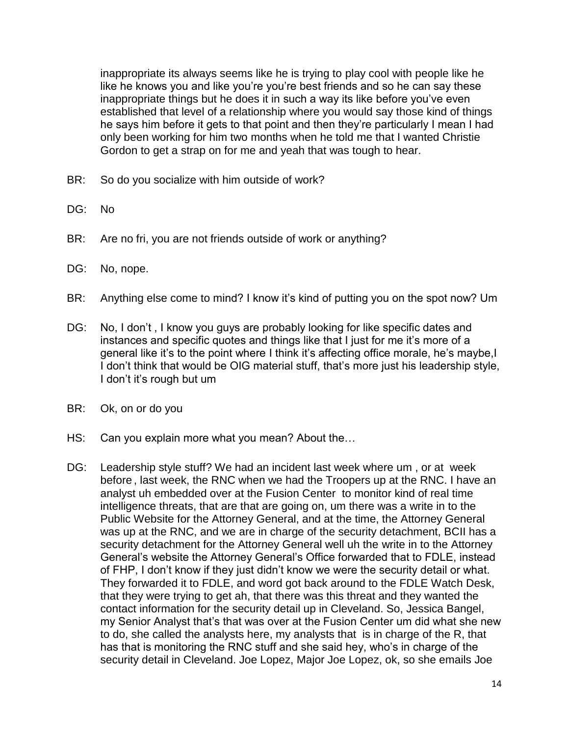inappropriate its always seems like he is trying to play cool with people like he like he knows you and like you're you're best friends and so he can say these inappropriate things but he does it in such a way its like before you've even established that level of a relationship where you would say those kind of things he says him before it gets to that point and then they're particularly I mean I had only been working for him two months when he told me that I wanted Christie Gordon to get a strap on for me and yeah that was tough to hear.

BR: So do you socialize with him outside of work?

DG: No

BR: Are no fri, you are not friends outside of work or anything?

DG: No, nope.

BR: Anything else come to mind? I know it's kind of putting you on the spot now? Um

DG: No, I don't , I know you guys are probably looking for like specific dates and instances and specific quotes and things like that I just for me it's more of a general like it's to the point where I think it's affecting office morale, he's maybe,I I don't think that would be OIG material stuff, that's more just his leadership style, I don't it's rough but um

BR: Ok, on or do you

HS: Can you explain more what you mean? About the…

DG: Leadership style stuff? We had an incident last week where um , or at week before , last week, the RNC when we had the Troopers up at the RNC. I have an analyst uh embedded over at the Fusion Center to monitor kind of real time intelligence threats, that are that are going on, um there was a write in to the Public Website for the Attorney General, and at the time, the Attorney General was up at the RNC, and we are in charge of the security detachment, BCII has a security detachment for the Attorney General well uh the write in to the Attorney General's website the Attorney General's Office forwarded that to FDLE, instead of FHP, I don't know if they just didn't know we were the security detail or what. They forwarded it to FDLE, and word got back around to the FDLE Watch Desk, that they were trying to get ah, that there was this threat and they wanted the contact information for the security detail up in Cleveland. So, Jessica Bangel, my Senior Analyst that's that was over at the Fusion Center um did what she new to do, she called the analysts here, my analysts that is in charge of the R, that has that is monitoring the RNC stuff and she said hey, who's in charge of the security detail in Cleveland. Joe Lopez, Major Joe Lopez, ok, so she emails Joe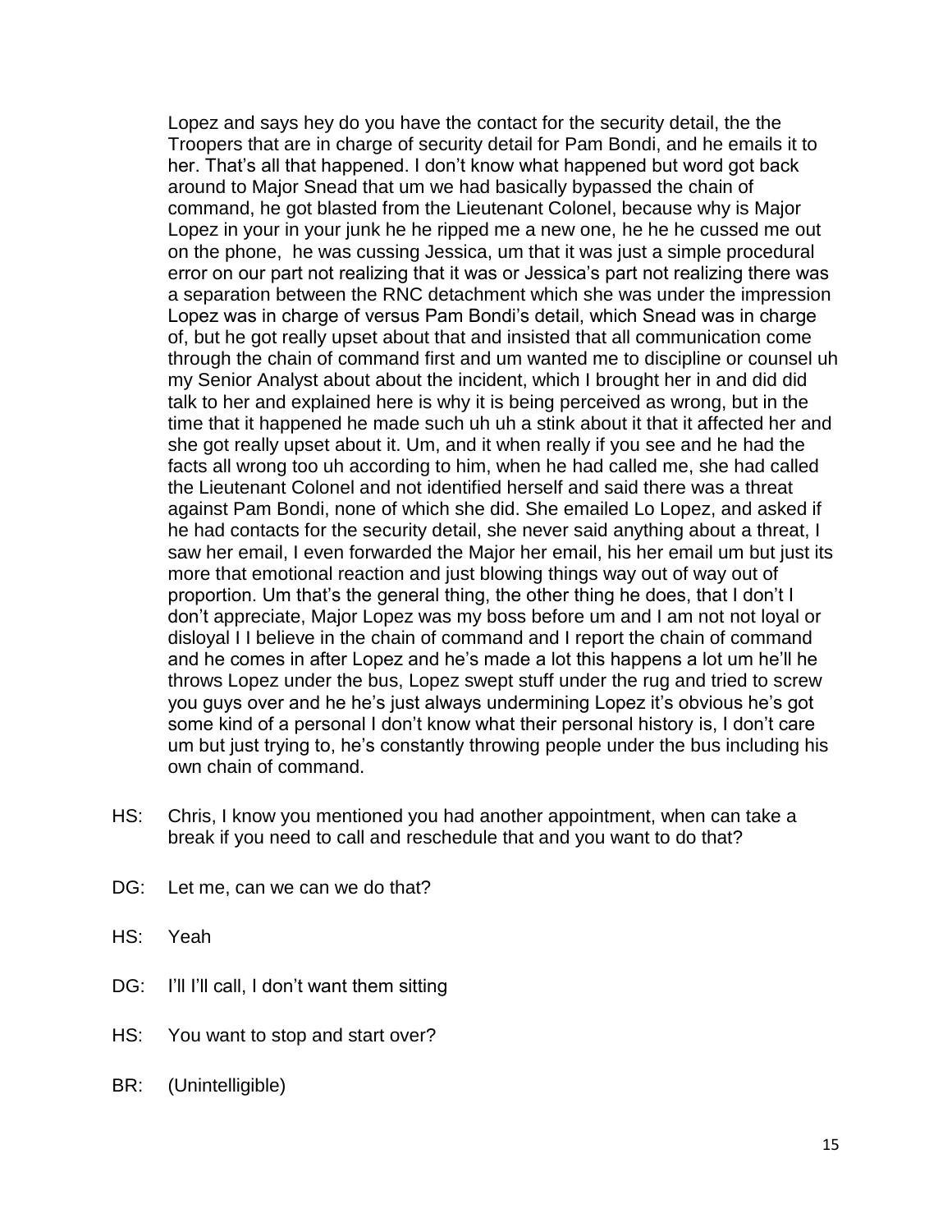Lopez and says hey do you have the contact for the security detail, the the Troopers that are in charge of security detail for Pam Bondi, and he emails it to her. That's all that happened. I don't know what happened but word got back around to Major Snead that um we had basically bypassed the chain of command, he got blasted from the Lieutenant Colonel, because why is Major Lopez in your in your junk he he ripped me a new one, he he he cussed me out on the phone, he was cussing Jessica, um that it was just a simple procedural error on our part not realizing that it was or Jessica's part not realizing there was a separation between the RNC detachment which she was under the impression Lopez was in charge of versus Pam Bondi's detail, which Snead was in charge of, but he got really upset about that and insisted that all communication come through the chain of command first and um wanted me to discipline or counsel uh my Senior Analyst about about the incident, which I brought her in and did did talk to her and explained here is why it is being perceived as wrong, but in the time that it happened he made such uh uh a stink about it that it affected her and she got really upset about it. Um, and it when really if you see and he had the facts all wrong too uh according to him, when he had called me, she had called the Lieutenant Colonel and not identified herself and said there was a threat against Pam Bondi, none of which she did. She emailed Lo Lopez, and asked if he had contacts for the security detail, she never said anything about a threat, I saw her email, I even forwarded the Major her email, his her email um but just its more that emotional reaction and just blowing things way out of way out of proportion. Um that's the general thing, the other thing he does, that I don't I don't appreciate, Major Lopez was my boss before um and I am not not loyal or disloyal I I believe in the chain of command and I report the chain of command and he comes in after Lopez and he's made a lot this happens a lot um he'll he throws Lopez under the bus, Lopez swept stuff under the rug and tried to screw you guys over and he he's just always undermining Lopez it's obvious he's got some kind of a personal I don't know what their personal history is, I don't care um but just trying to, he's constantly throwing people under the bus including his own chain of command.

HS: Chris, I know you mentioned you had another appointment, when can take a break if you need to call and reschedule that and you want to do that?

DG: Let me, can we can we do that?

HS: Yeah

DG: I'll I'll call, I don't want them sitting

HS: You want to stop and start over?

BR: (Unintelligible)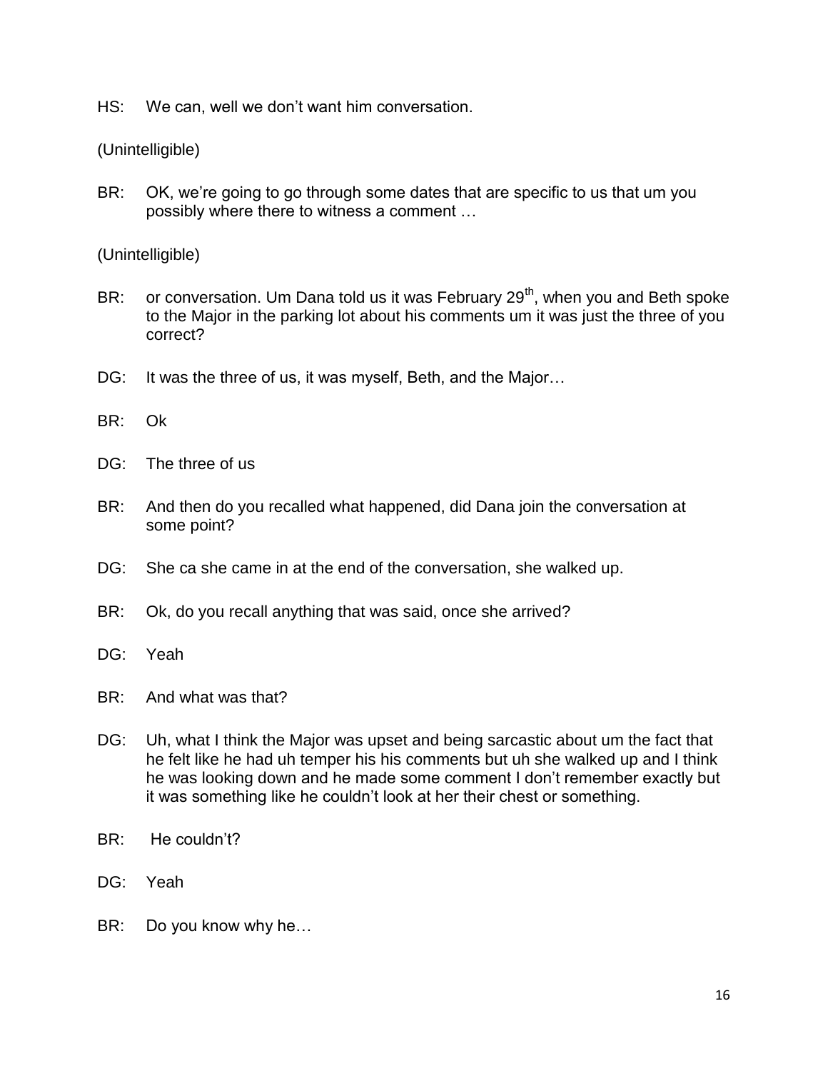HS: We can, well we don't want him conversation.

(Unintelligible)

BR: OK, we're going to go through some dates that are specific to us that um you possibly where there to witness a comment …

(Unintelligible)

BR: or conversation. Um Dana told us it was February 29th, when you and Beth spoke to the Major in the parking lot about his comments um it was just the three of you correct?

DG: It was the three of us, it was myself, Beth, and the Major…

BR: Ok

DG: The three of us

BR: And then do you recalled what happened, did Dana join the conversation at some point?

DG: She ca she came in at the end of the conversation, she walked up.

BR: Ok, do you recall anything that was said, once she arrived?

DG: Yeah

BR: And what was that?

DG: Uh, what I think the Major was upset and being sarcastic about um the fact that he felt like he had uh temper his his comments but uh she walked up and I think he was looking down and he made some comment I don't remember exactly but it was something like he couldn't look at her their chest or something.

BR: He couldn't?

DG: Yeah

BR: Do you know why he…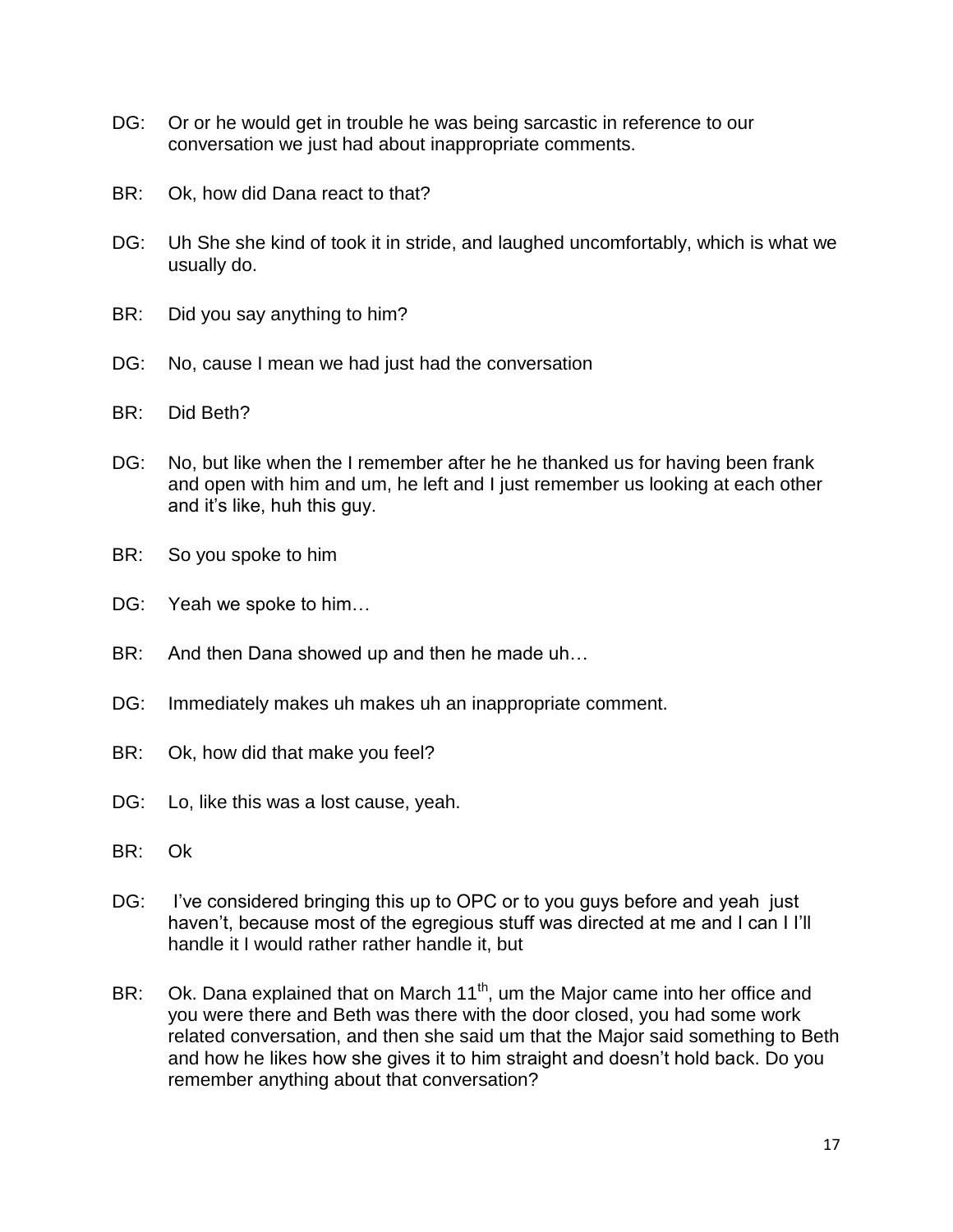DG: Or or he would get in trouble he was being sarcastic in reference to our conversation we just had about inappropriate comments.

BR: Ok, how did Dana react to that?

DG: Uh She she kind of took it in stride, and laughed uncomfortably, which is what we usually do.

BR: Did you say anything to him?

DG: No, cause I mean we had just had the conversation

BR: Did Beth?

DG: No, but like when the I remember after he he thanked us for having been frank and open with him and um, he left and I just remember us looking at each other and it's like, huh this guy.

BR: So you spoke to him

DG: Yeah we spoke to him…

BR: And then Dana showed up and then he made uh…

DG: Immediately makes uh makes uh an inappropriate comment.

BR: Ok, how did that make you feel?

DG: Lo, like this was a lost cause, yeah.

BR: Ok

DG: I've considered bringing this up to OPC or to you guys before and yeah just haven't, because most of the egregious stuff was directed at me and I can I I'll handle it I would rather rather handle it, but

BR: Ok. Dana explained that on March 11th, um the Major came into her office and you were there and Beth was there with the door closed, you had some work related conversation, and then she said um that the Major said something to Beth and how he likes how she gives it to him straight and doesn't hold back. Do you remember anything about that conversation?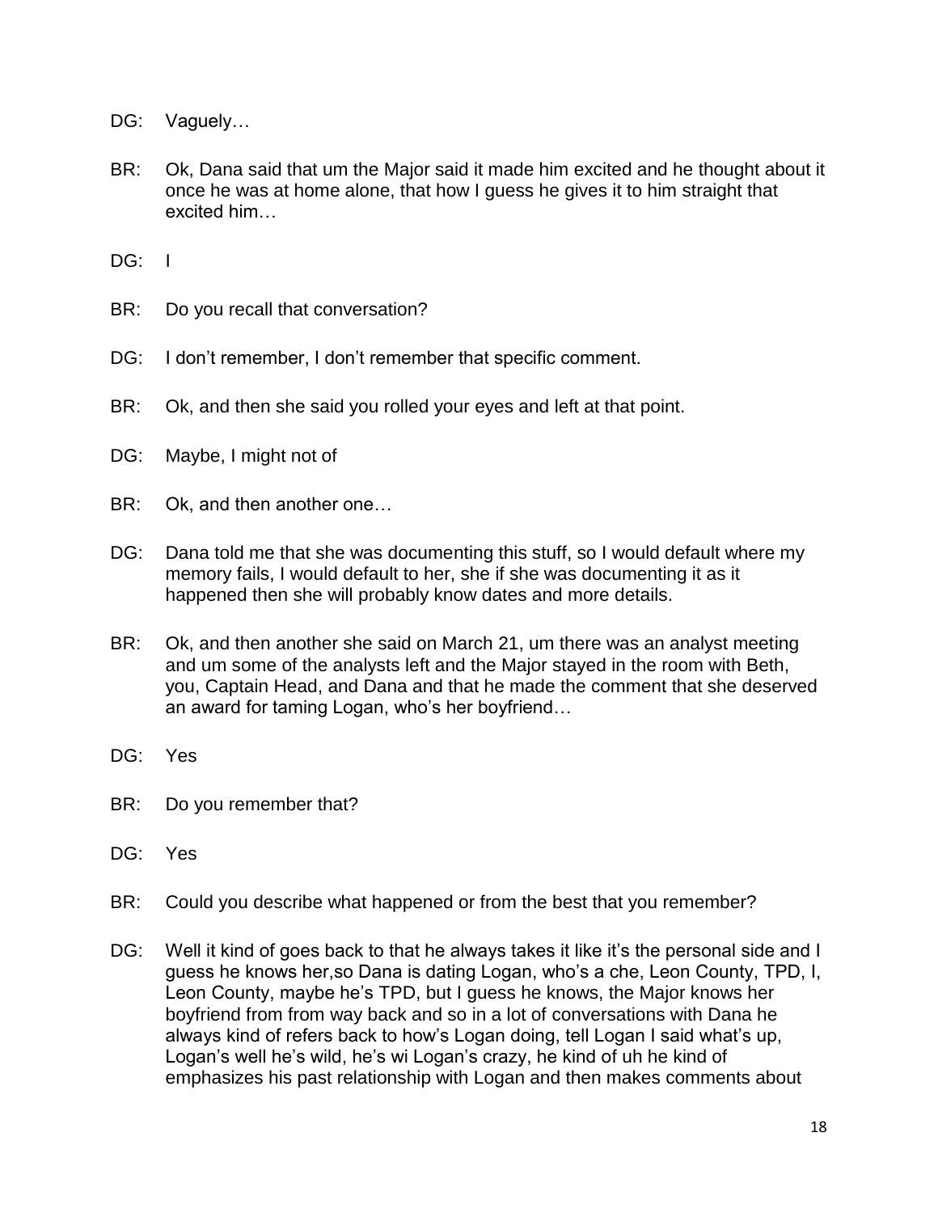DG: Vaguely…

BR: Ok, Dana said that um the Major said it made him excited and he thought about it once he was at home alone, that how I guess he gives it to him straight that excited him…

DG: I

BR: Do you recall that conversation?

DG: I don't remember, I don't remember that specific comment.

BR: Ok, and then she said you rolled your eyes and left at that point.

DG: Maybe, I might not of

BR: Ok, and then another one…

DG: Dana told me that she was documenting this stuff, so I would default where my memory fails, I would default to her, she if she was documenting it as it happened then she will probably know dates and more details.

BR: Ok, and then another she said on March 21, um there was an analyst meeting and um some of the analysts left and the Major stayed in the room with Beth, you, Captain Head, and Dana and that he made the comment that she deserved an award for taming Logan, who's her boyfriend…

DG: Yes

BR: Do you remember that?

DG: Yes

BR: Could you describe what happened or from the best that you remember?

DG: Well it kind of goes back to that he always takes it like it's the personal side and I guess he knows her,so Dana is dating Logan, who's a che, Leon County, TPD, I, Leon County, maybe he's TPD, but I guess he knows, the Major knows her boyfriend from from way back and so in a lot of conversations with Dana he always kind of refers back to how's Logan doing, tell Logan I said what's up, Logan's well he's wild, he's wi Logan's crazy, he kind of uh he kind of emphasizes his past relationship with Logan and then makes comments about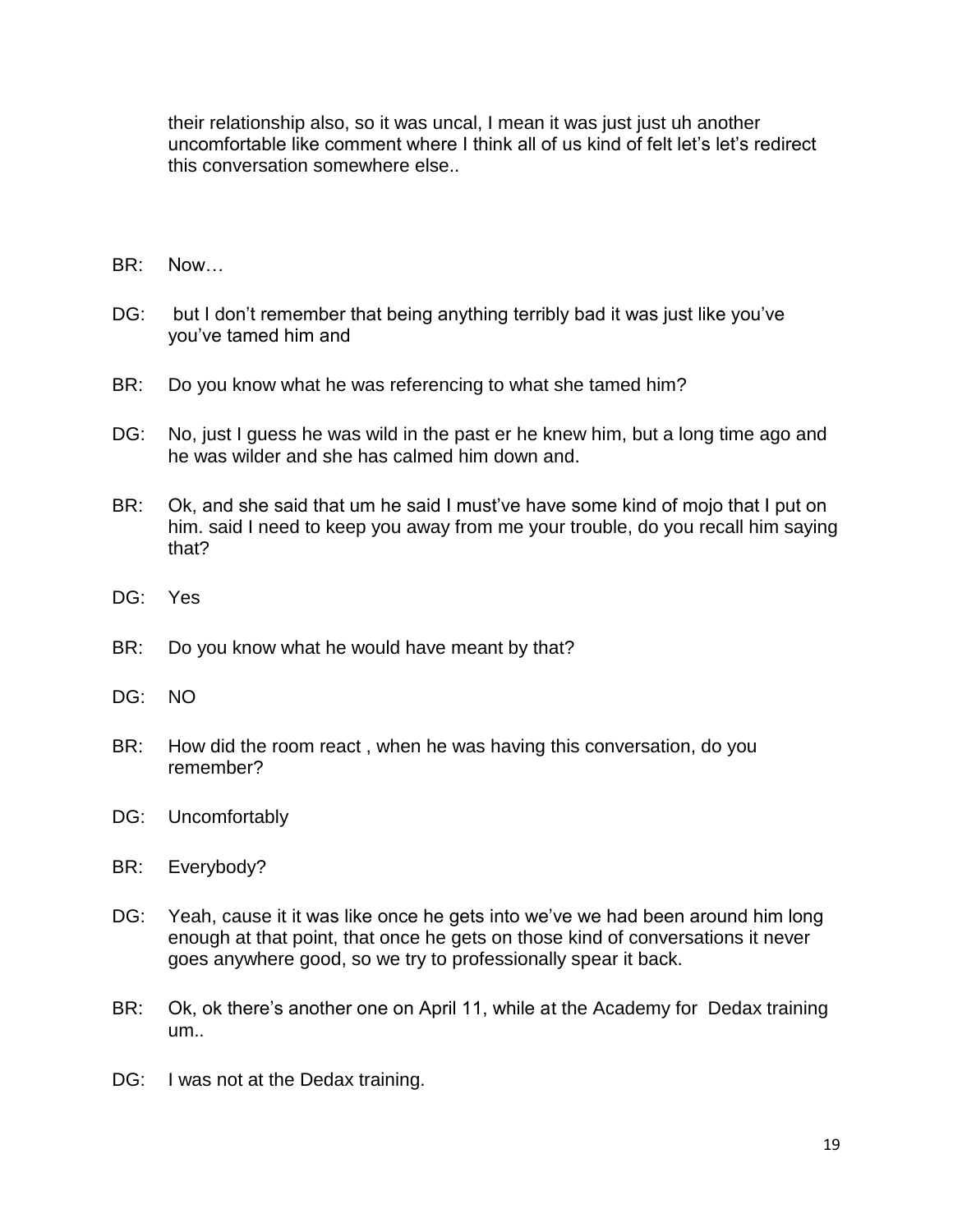their relationship also, so it was uncal, I mean it was just just uh another uncomfortable like comment where I think all of us kind of felt let's let's redirect this conversation somewhere else..

BR: Now…

DG: but I don't remember that being anything terribly bad it was just like you've you've tamed him and

BR: Do you know what he was referencing to what she tamed him?

DG: No, just I guess he was wild in the past er he knew him, but a long time ago and he was wilder and she has calmed him down and.

BR: Ok, and she said that um he said I must've have some kind of mojo that I put on him. said I need to keep you away from me your trouble, do you recall him saying that?

DG: Yes

BR: Do you know what he would have meant by that?

DG: NO

BR: How did the room react , when he was having this conversation, do you remember?

DG: Uncomfortably

BR: Everybody?

DG: Yeah, cause it it was like once he gets into we've we had been around him long enough at that point, that once he gets on those kind of conversations it never goes anywhere good, so we try to professionally spear it back.

BR: Ok, ok there's another one on April 11, while at the Academy for Dedax training um..

DG: I was not at the Dedax training.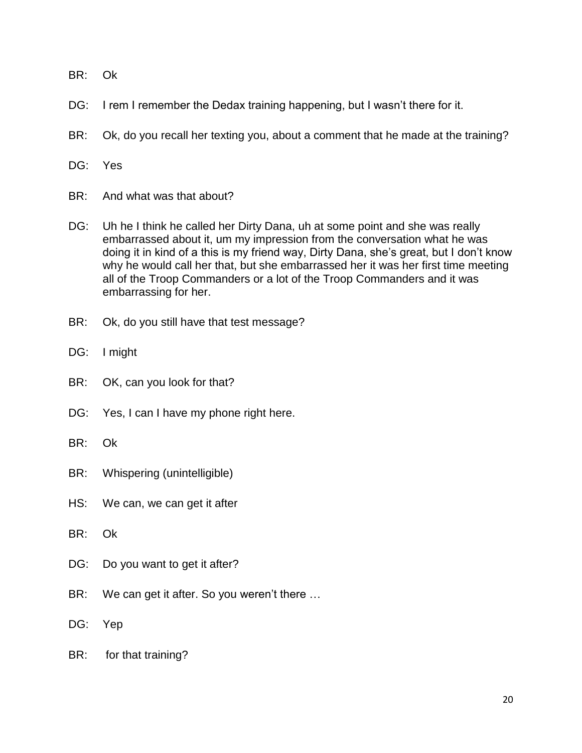BR: Ok

DG: I rem I remember the Dedax training happening, but I wasn't there for it.

BR: Ok, do you recall her texting you, about a comment that he made at the training?

DG: Yes

BR: And what was that about?

DG: Uh he I think he called her Dirty Dana, uh at some point and she was really embarrassed about it, um my impression from the conversation what he was doing it in kind of a this is my friend way, Dirty Dana, she's great, but I don't know why he would call her that, but she embarrassed her it was her first time meeting all of the Troop Commanders or a lot of the Troop Commanders and it was embarrassing for her.

BR: Ok, do you still have that test message?

DG: I might

BR: OK, can you look for that?

DG: Yes, I can I have my phone right here.

BR: Ok

BR: Whispering (unintelligible)

HS: We can, we can get it after

BR: Ok

DG: Do you want to get it after?

BR: We can get it after. So you weren't there …

DG: Yep

BR: for that training?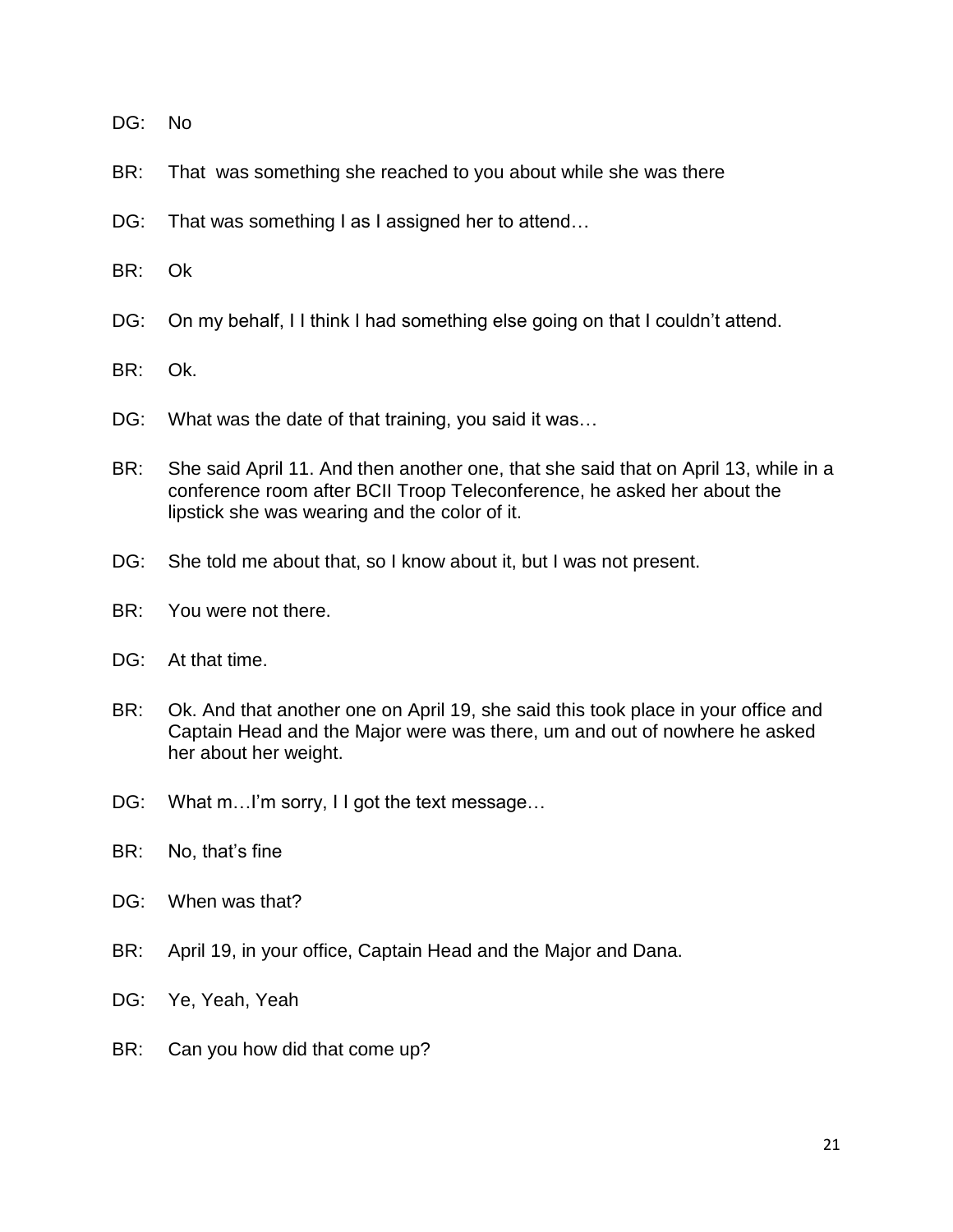DG: No

BR: That was something she reached to you about while she was there

DG: That was something I as I assigned her to attend…

BR: Ok

DG: On my behalf, I I think I had something else going on that I couldn't attend.

BR: Ok.

DG: What was the date of that training, you said it was…

BR: She said April 11. And then another one, that she said that on April 13, while in a conference room after BCII Troop Teleconference, he asked her about the lipstick she was wearing and the color of it.

DG: She told me about that, so I know about it, but I was not present.

BR: You were not there.

DG: At that time.

BR: Ok. And that another one on April 19, she said this took place in your office and Captain Head and the Major were was there, um and out of nowhere he asked her about her weight.

DG: What m…I'm sorry, I I got the text message…

BR: No, that's fine

DG: When was that?

BR: April 19, in your office, Captain Head and the Major and Dana.

DG: Ye, Yeah, Yeah

BR: Can you how did that come up?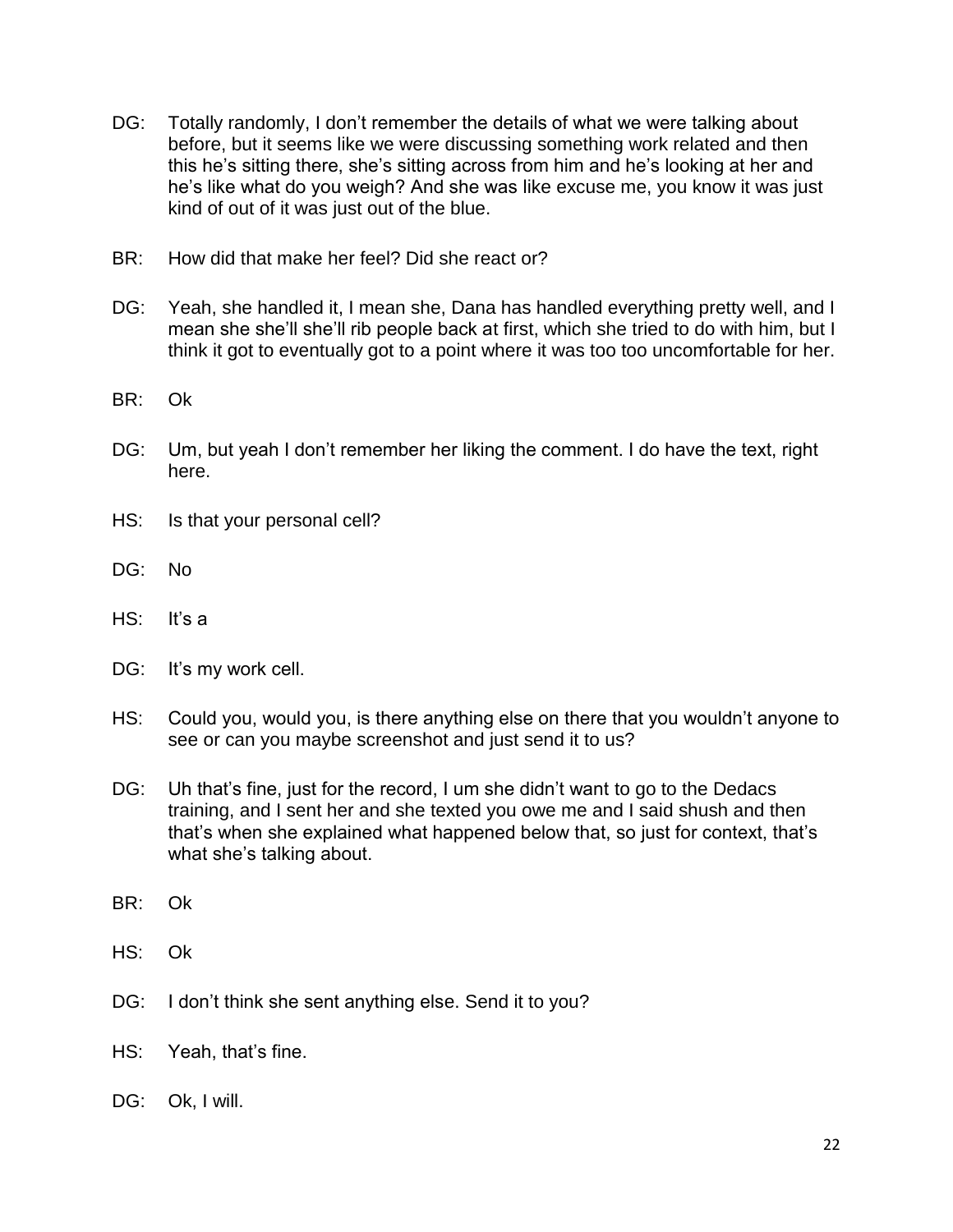DG: Totally randomly, I don't remember the details of what we were talking about before, but it seems like we were discussing something work related and then this he's sitting there, she's sitting across from him and he's looking at her and he's like what do you weigh? And she was like excuse me, you know it was just kind of out of it was just out of the blue.

BR: How did that make her feel? Did she react or?

DG: Yeah, she handled it, I mean she, Dana has handled everything pretty well, and I mean she she'll she'll rib people back at first, which she tried to do with him, but I think it got to eventually got to a point where it was too too uncomfortable for her.

BR: Ok

DG: Um, but yeah I don't remember her liking the comment. I do have the text, right here.

HS: Is that your personal cell?

DG: No

HS: It's a

DG: It's my work cell.

HS: Could you, would you, is there anything else on there that you wouldn't anyone to see or can you maybe screenshot and just send it to us?

DG: Uh that's fine, just for the record, I um she didn't want to go to the Dedacs training, and I sent her and she texted you owe me and I said shush and then that's when she explained what happened below that, so just for context, that's what she's talking about.

BR: Ok

HS: Ok

DG: I don't think she sent anything else. Send it to you?

HS: Yeah, that's fine.

DG: Ok, I will.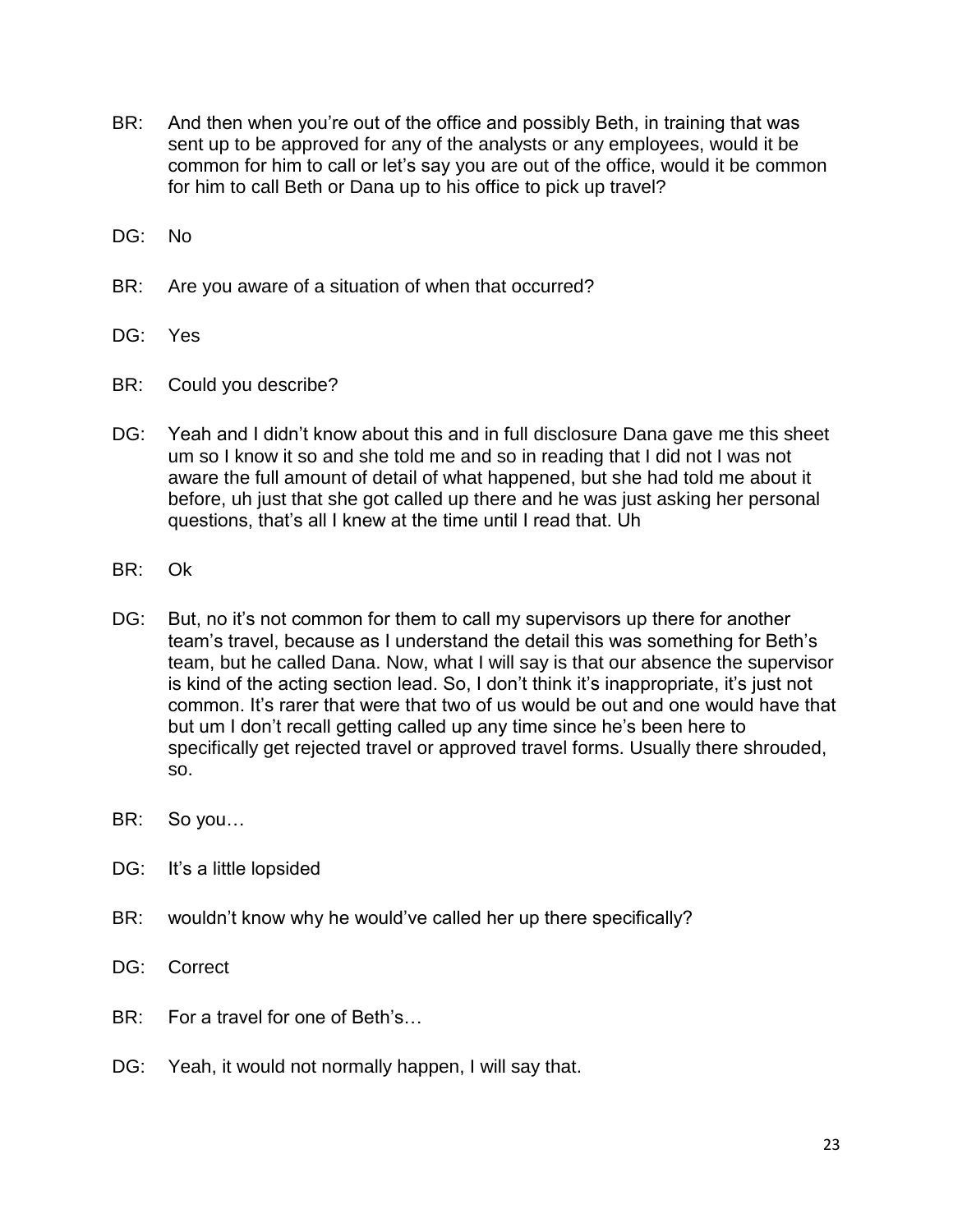BR: And then when you're out of the office and possibly Beth, in training that was sent up to be approved for any of the analysts or any employees, would it be common for him to call or let's say you are out of the office, would it be common for him to call Beth or Dana up to his office to pick up travel?

DG: No

BR: Are you aware of a situation of when that occurred?

DG: Yes

BR: Could you describe?

DG: Yeah and I didn't know about this and in full disclosure Dana gave me this sheet um so I know it so and she told me and so in reading that I did not I was not aware the full amount of detail of what happened, but she had told me about it before, uh just that she got called up there and he was just asking her personal questions, that's all I knew at the time until I read that. Uh

BR: Ok

DG: But, no it's not common for them to call my supervisors up there for another team's travel, because as I understand the detail this was something for Beth's team, but he called Dana. Now, what I will say is that our absence the supervisor is kind of the acting section lead. So, I don't think it's inappropriate, it's just not common. It's rarer that were that two of us would be out and one would have that but um I don't recall getting called up any time since he's been here to specifically get rejected travel or approved travel forms. Usually there shrouded, so.

BR: So you…

DG: It's a little lopsided

BR: wouldn't know why he would've called her up there specifically?

DG: Correct

BR: For a travel for one of Beth's…

DG: Yeah, it would not normally happen, I will say that.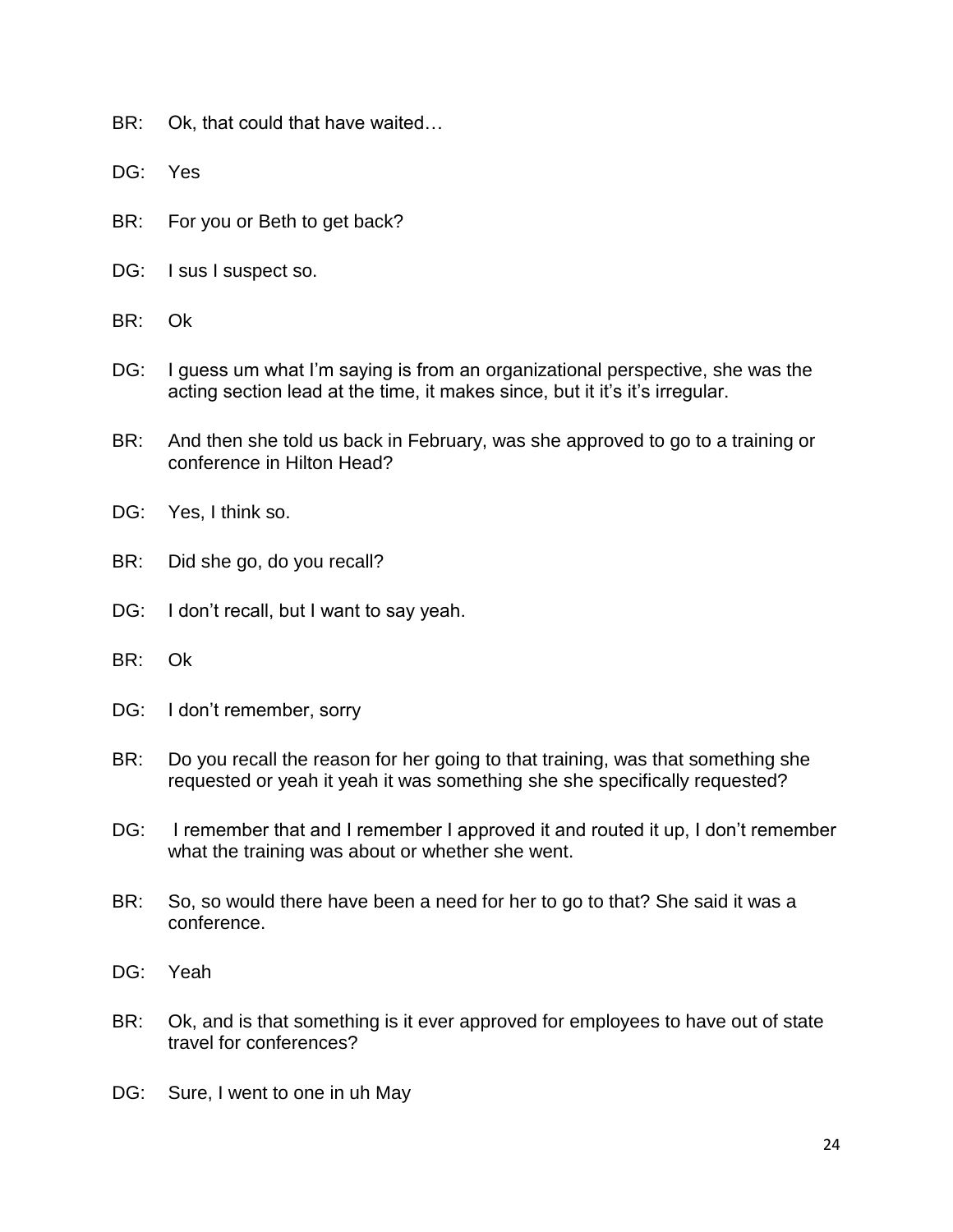BR: Ok, that could that have waited…

DG: Yes

BR: For you or Beth to get back?

DG: I sus I suspect so.

BR: Ok

DG: I guess um what I'm saying is from an organizational perspective, she was the acting section lead at the time, it makes since, but it it's it's irregular.

BR: And then she told us back in February, was she approved to go to a training or conference in Hilton Head?

DG: Yes, I think so.

BR: Did she go, do you recall?

DG: I don't recall, but I want to say yeah.

BR: Ok

DG: I don't remember, sorry

BR: Do you recall the reason for her going to that training, was that something she requested or yeah it yeah it was something she she specifically requested?

DG: I remember that and I remember I approved it and routed it up, I don't remember what the training was about or whether she went.

BR: So, so would there have been a need for her to go to that? She said it was a conference.

DG: Yeah

BR: Ok, and is that something is it ever approved for employees to have out of state travel for conferences?

DG: Sure, I went to one in uh May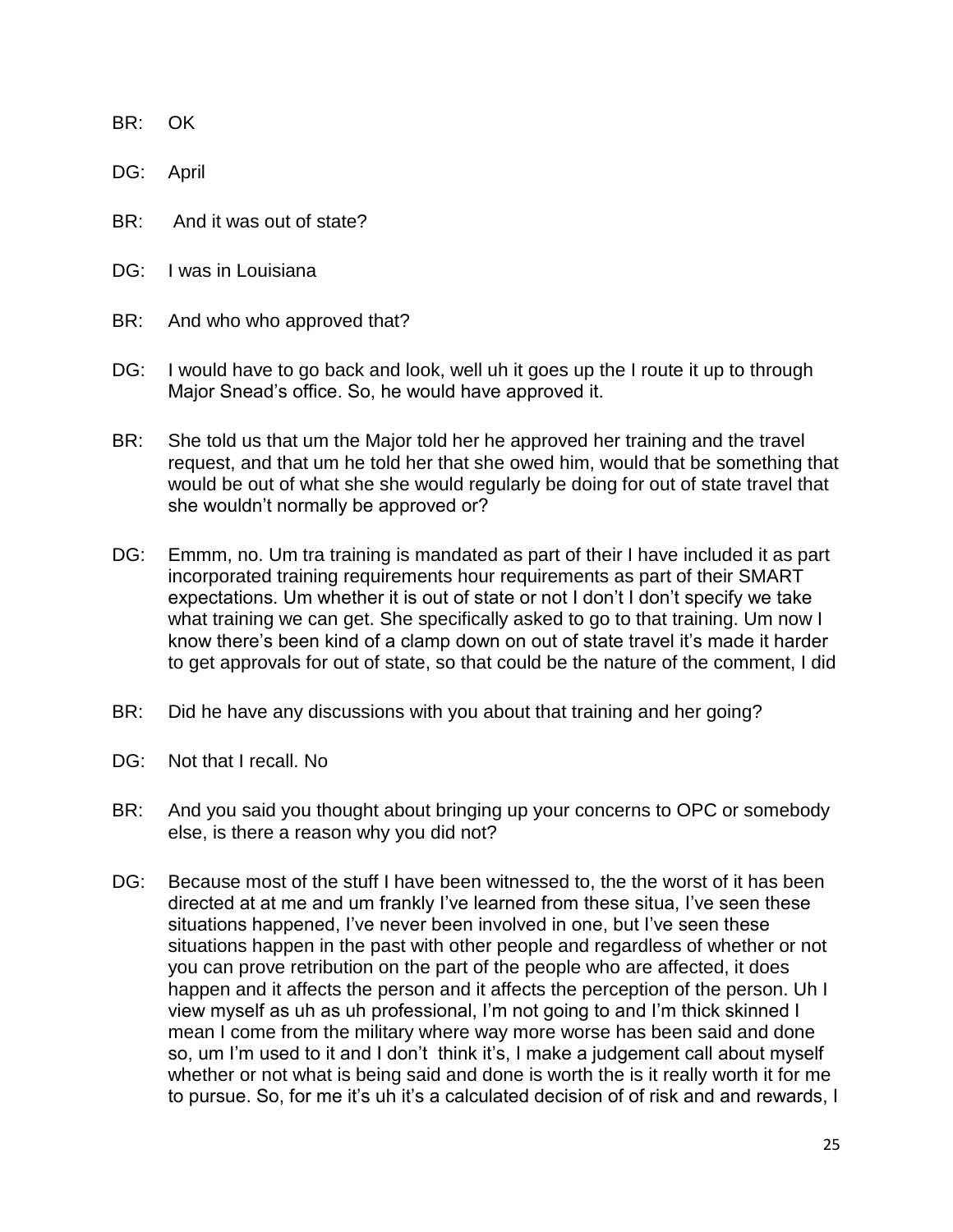BR: OK

DG: April

BR: And it was out of state?

DG: I was in Louisiana

BR: And who who approved that?

DG: I would have to go back and look, well uh it goes up the I route it up to through Major Snead's office. So, he would have approved it.

BR: She told us that um the Major told her he approved her training and the travel request, and that um he told her that she owed him, would that be something that would be out of what she she would regularly be doing for out of state travel that she wouldn't normally be approved or?

DG: Emmm, no. Um tra training is mandated as part of their I have included it as part incorporated training requirements hour requirements as part of their SMART expectations. Um whether it is out of state or not I don't I don't specify we take what training we can get. She specifically asked to go to that training. Um now I know there's been kind of a clamp down on out of state travel it's made it harder to get approvals for out of state, so that could be the nature of the comment, I did

BR: Did he have any discussions with you about that training and her going?

DG: Not that I recall. No

BR: And you said you thought about bringing up your concerns to OPC or somebody else, is there a reason why you did not?

DG: Because most of the stuff I have been witnessed to, the the worst of it has been directed at at me and um frankly I've learned from these situa, I've seen these situations happened, I've never been involved in one, but I've seen these situations happen in the past with other people and regardless of whether or not you can prove retribution on the part of the people who are affected, it does happen and it affects the person and it affects the perception of the person. Uh I view myself as uh as uh professional, I'm not going to and I'm thick skinned I mean I come from the military where way more worse has been said and done so, um I'm used to it and I don't think it's, I make a judgement call about myself whether or not what is being said and done is worth the is it really worth it for me to pursue. So, for me it's uh it's a calculated decision of of risk and and rewards, I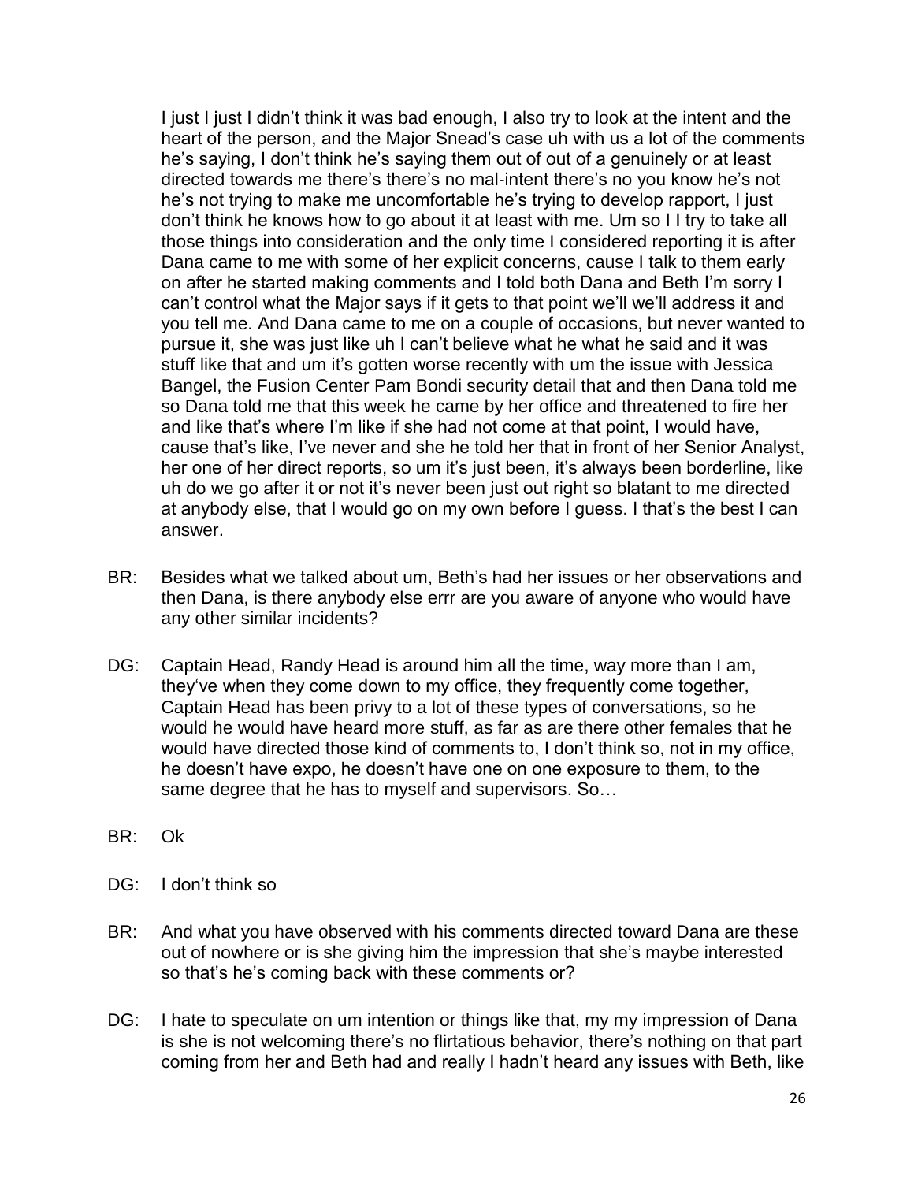I just I just I didn't think it was bad enough, I also try to look at the intent and the heart of the person, and the Major Snead's case uh with us a lot of the comments he's saying, I don't think he's saying them out of out of a genuinely or at least directed towards me there's there's no mal-intent there's no you know he's not he's not trying to make me uncomfortable he's trying to develop rapport, I just don't think he knows how to go about it at least with me. Um so I I try to take all those things into consideration and the only time I considered reporting it is after Dana came to me with some of her explicit concerns, cause I talk to them early on after he started making comments and I told both Dana and Beth I'm sorry I can't control what the Major says if it gets to that point we'll we'll address it and you tell me. And Dana came to me on a couple of occasions, but never wanted to pursue it, she was just like uh I can't believe what he what he said and it was stuff like that and um it's gotten worse recently with um the issue with Jessica Bangel, the Fusion Center Pam Bondi security detail that and then Dana told me so Dana told me that this week he came by her office and threatened to fire her and like that's where I'm like if she had not come at that point, I would have, cause that's like, I've never and she he told her that in front of her Senior Analyst, her one of her direct reports, so um it's just been, it's always been borderline, like uh do we go after it or not it's never been just out right so blatant to me directed at anybody else, that I would go on my own before I guess. I that's the best I can answer.

BR: Besides what we talked about um, Beth's had her issues or her observations and then Dana, is there anybody else errr are you aware of anyone who would have any other similar incidents?

DG: Captain Head, Randy Head is around him all the time, way more than I am, they've when they come down to my office, they frequently come together, Captain Head has been privy to a lot of these types of conversations, so he would he would have heard more stuff, as far as are there other females that he would have directed those kind of comments to, I don't think so, not in my office, he doesn't have expo, he doesn't have one on one exposure to them, to the same degree that he has to myself and supervisors. So…

BR: Ok

DG: I don't think so

BR: And what you have observed with his comments directed toward Dana are these out of nowhere or is she giving him the impression that she's maybe interested so that's he's coming back with these comments or?

DG: I hate to speculate on um intention or things like that, my my impression of Dana is she is not welcoming there's no flirtatious behavior, there's nothing on that part coming from her and Beth had and really I hadn't heard any issues with Beth, like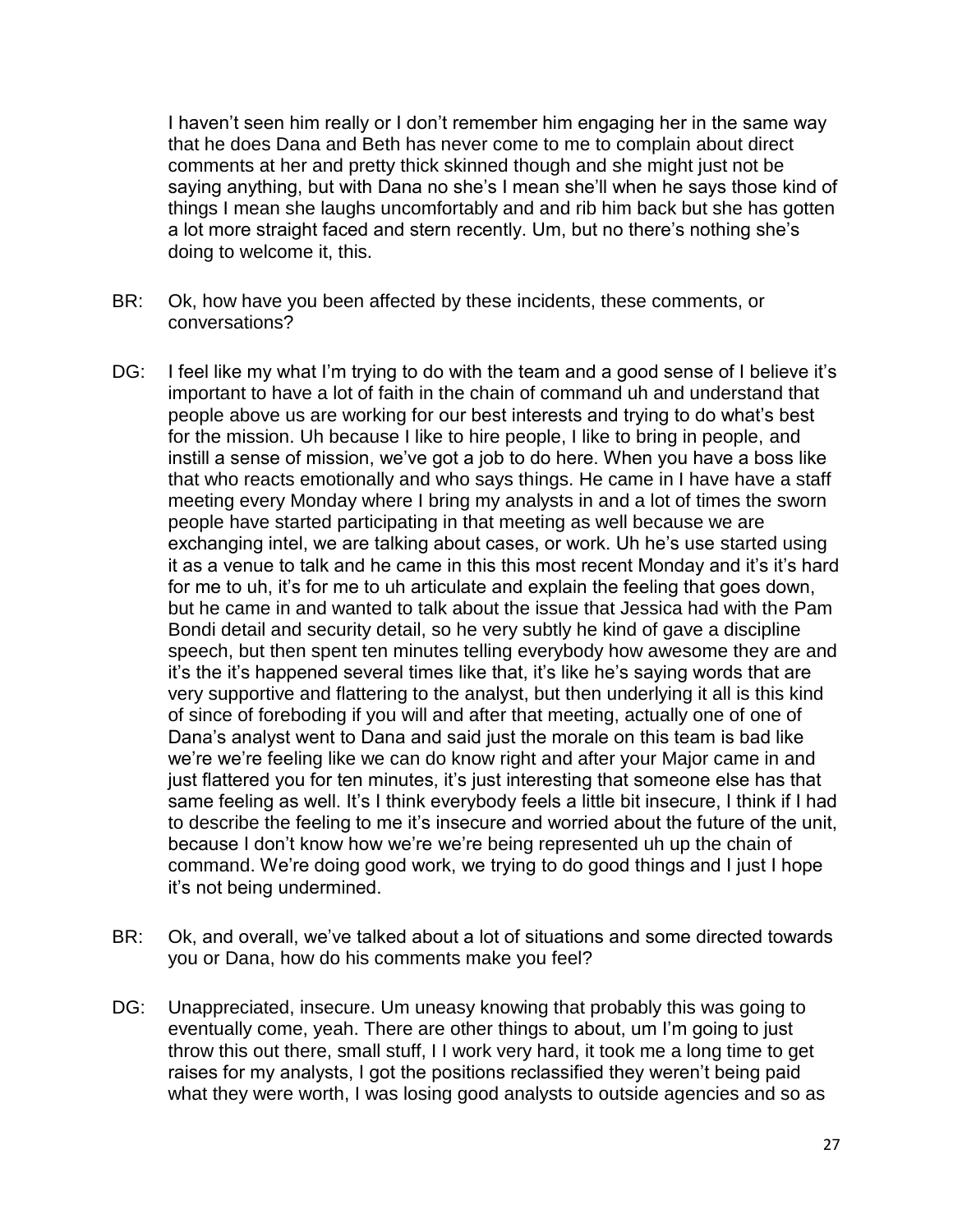I haven't seen him really or I don't remember him engaging her in the same way that he does Dana and Beth has never come to me to complain about direct comments at her and pretty thick skinned though and she might just not be saying anything, but with Dana no she's I mean she'll when he says those kind of things I mean she laughs uncomfortably and and rib him back but she has gotten a lot more straight faced and stern recently. Um, but no there's nothing she's doing to welcome it, this.

BR: Ok, how have you been affected by these incidents, these comments, or conversations?

DG: I feel like my what I'm trying to do with the team and a good sense of I believe it's important to have a lot of faith in the chain of command uh and understand that people above us are working for our best interests and trying to do what's best for the mission. Uh because I like to hire people, I like to bring in people, and instill a sense of mission, we've got a job to do here. When you have a boss like that who reacts emotionally and who says things. He came in I have have a staff meeting every Monday where I bring my analysts in and a lot of times the sworn people have started participating in that meeting as well because we are exchanging intel, we are talking about cases, or work. Uh he's use started using it as a venue to talk and he came in this this most recent Monday and it's it's hard for me to uh, it's for me to uh articulate and explain the feeling that goes down, but he came in and wanted to talk about the issue that Jessica had with the Pam Bondi detail and security detail, so he very subtly he kind of gave a discipline speech, but then spent ten minutes telling everybody how awesome they are and it's the it's happened several times like that, it's like he's saying words that are very supportive and flattering to the analyst, but then underlying it all is this kind of since of foreboding if you will and after that meeting, actually one of one of Dana's analyst went to Dana and said just the morale on this team is bad like we're we're feeling like we can do know right and after your Major came in and just flattered you for ten minutes, it's just interesting that someone else has that same feeling as well. It's I think everybody feels a little bit insecure, I think if I had to describe the feeling to me it's insecure and worried about the future of the unit, because I don't know how we're we're being represented uh up the chain of command. We're doing good work, we trying to do good things and I just I hope it's not being undermined.

BR: Ok, and overall, we've talked about a lot of situations and some directed towards you or Dana, how do his comments make you feel?

DG: Unappreciated, insecure. Um uneasy knowing that probably this was going to eventually come, yeah. There are other things to about, um I'm going to just throw this out there, small stuff, I I work very hard, it took me a long time to get raises for my analysts, I got the positions reclassified they weren't being paid what they were worth, I was losing good analysts to outside agencies and so as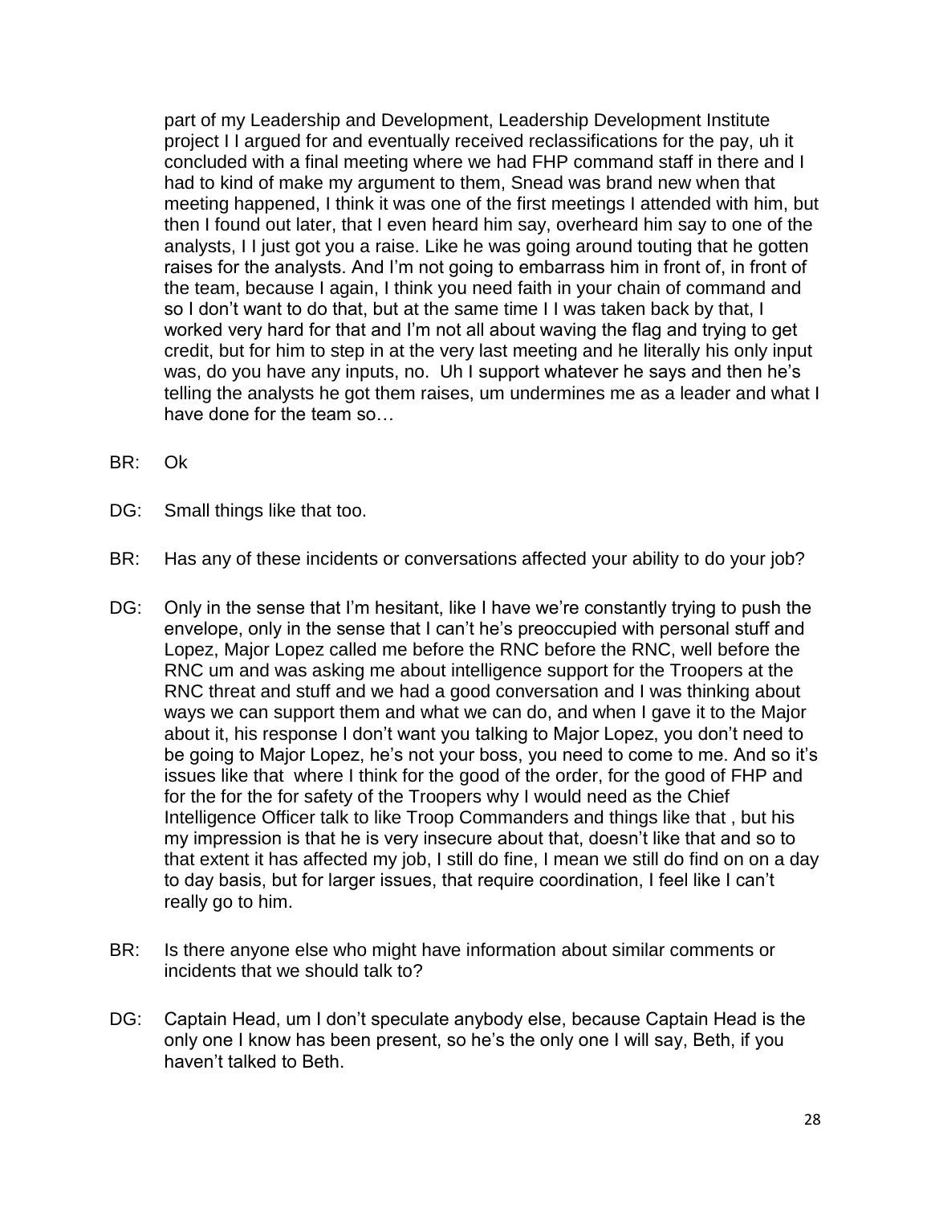part of my Leadership and Development, Leadership Development Institute project I I argued for and eventually received reclassifications for the pay, uh it concluded with a final meeting where we had FHP command staff in there and I had to kind of make my argument to them, Snead was brand new when that meeting happened, I think it was one of the first meetings I attended with him, but then I found out later, that I even heard him say, overheard him say to one of the analysts, I I just got you a raise. Like he was going around touting that he gotten raises for the analysts. And I'm not going to embarrass him in front of, in front of the team, because I again, I think you need faith in your chain of command and so I don't want to do that, but at the same time I I was taken back by that, I worked very hard for that and I'm not all about waving the flag and trying to get credit, but for him to step in at the very last meeting and he literally his only input was, do you have any inputs, no. Uh I support whatever he says and then he's telling the analysts he got them raises, um undermines me as a leader and what I have done for the team so…

BR: Ok

DG: Small things like that too.

BR: Has any of these incidents or conversations affected your ability to do your job?

DG: Only in the sense that I'm hesitant, like I have we're constantly trying to push the envelope, only in the sense that I can't he's preoccupied with personal stuff and Lopez, Major Lopez called me before the RNC before the RNC, well before the RNC um and was asking me about intelligence support for the Troopers at the RNC threat and stuff and we had a good conversation and I was thinking about ways we can support them and what we can do, and when I gave it to the Major about it, his response I don't want you talking to Major Lopez, you don't need to be going to Major Lopez, he's not your boss, you need to come to me. And so it's issues like that where I think for the good of the order, for the good of FHP and for the for the for safety of the Troopers why I would need as the Chief Intelligence Officer talk to like Troop Commanders and things like that , but his my impression is that he is very insecure about that, doesn't like that and so to that extent it has affected my job, I still do fine, I mean we still do find on on a day to day basis, but for larger issues, that require coordination, I feel like I can't really go to him.

BR: Is there anyone else who might have information about similar comments or incidents that we should talk to?

DG: Captain Head, um I don't speculate anybody else, because Captain Head is the only one I know has been present, so he's the only one I will say, Beth, if you haven't talked to Beth.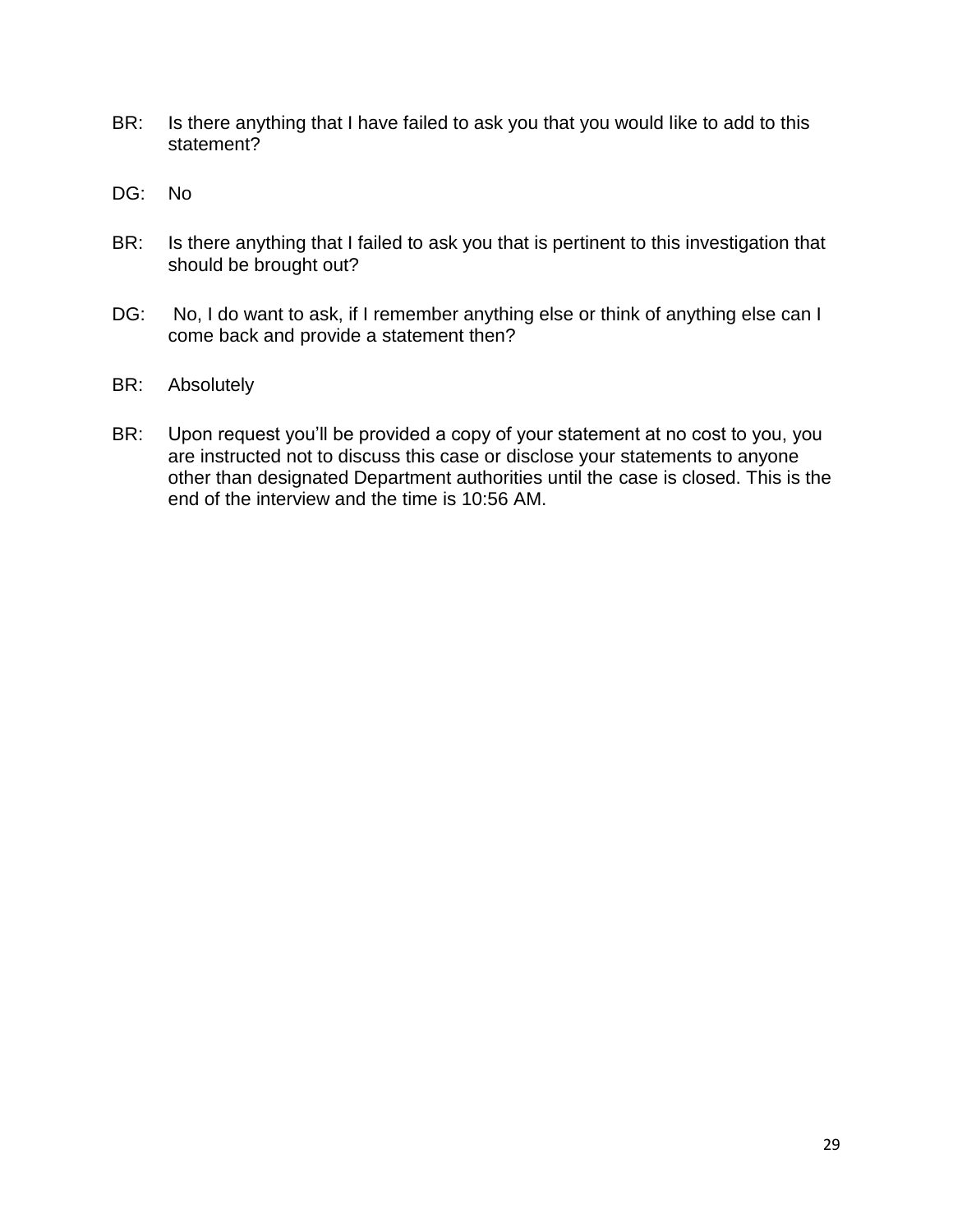BR: Is there anything that I have failed to ask you that you would like to add to this statement?

DG: No

BR: Is there anything that I failed to ask you that is pertinent to this investigation that should be brought out?

DG: No, I do want to ask, if I remember anything else or think of anything else can I come back and provide a statement then?

BR: Absolutely

BR: Upon request you'll be provided a copy of your statement at no cost to you, you are instructed not to discuss this case or disclose your statements to anyone other than designated Department authorities until the case is closed. This is the end of the interview and the time is 10:56 AM.